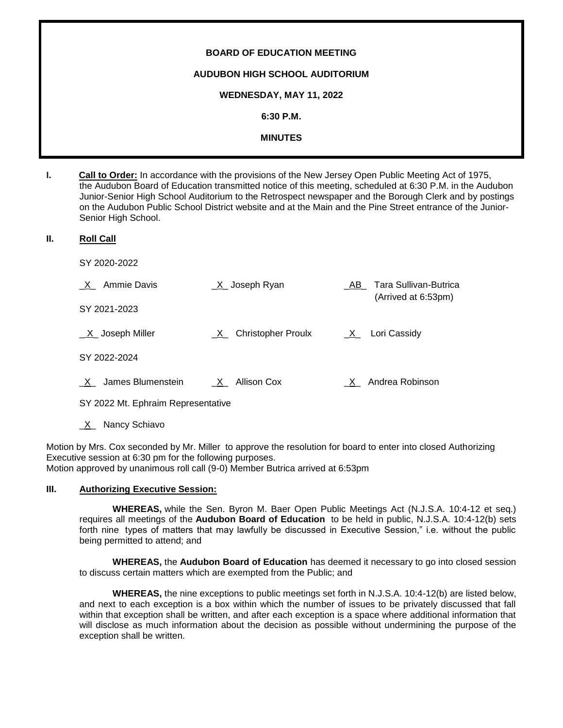**BOARD OF EDUCATION MEETING**

**AUDUBON HIGH SCHOOL AUDITORIUM**

**WEDNESDAY, MAY 11, 2022**

**6:30 P.M.**

**MINUTES**

**I. Call to Order:** In accordance with the provisions of the New Jersey Open Public Meeting Act of 1975, the Audubon Board of Education transmitted notice of this meeting, scheduled at 6:30 P.M. in the Audubon Junior-Senior High School Auditorium to the Retrospect newspaper and the Borough Clerk and by postings on the Audubon Public School District website and at the Main and the Pine Street entrance of the Junior-Senior High School.

**II. Roll Call**

SY 2020-2022

_X_ Ammie Davis _X_ Joseph Ryan _AB_ Tara Sullivan-Butrica (Arrived at 6:53pm)

SY 2021-2023

_X_ Joseph Miller _X_ Christopher Proulx _X_ Lori Cassidy

SY 2022-2024

_X_ James Blumenstein _X_ Allison Cox _X_ Andrea Robinson

SY 2022 Mt. Ephraim Representative

_X_ Nancy Schiavo

Motion by Mrs. Cox seconded by Mr. Miller to approve the resolution for board to enter into closed Authorizing Executive session at 6:30 pm for the following purposes.
Motion approved by unanimous roll call (9-0) Member Butrica arrived at 6:53pm

**III. Authorizing Executive Session:**

**WHEREAS,** while the Sen. Byron M. Baer Open Public Meetings Act (N.J.S.A. 10:4-12 et seq.) requires all meetings of the **Audubon Board of Education** to be held in public, N.J.S.A. 10:4-12(b) sets forth nine types of matters that may lawfully be discussed in Executive Session," i.e. without the public being permitted to attend; and

**WHEREAS,** the **Audubon Board of Education** has deemed it necessary to go into closed session to discuss certain matters which are exempted from the Public; and

**WHEREAS,** the nine exceptions to public meetings set forth in N.J.S.A. 10:4-12(b) are listed below, and next to each exception is a box within which the number of issues to be privately discussed that fall within that exception shall be written, and after each exception is a space where additional information that will disclose as much information about the decision as possible without undermining the purpose of the exception shall be written.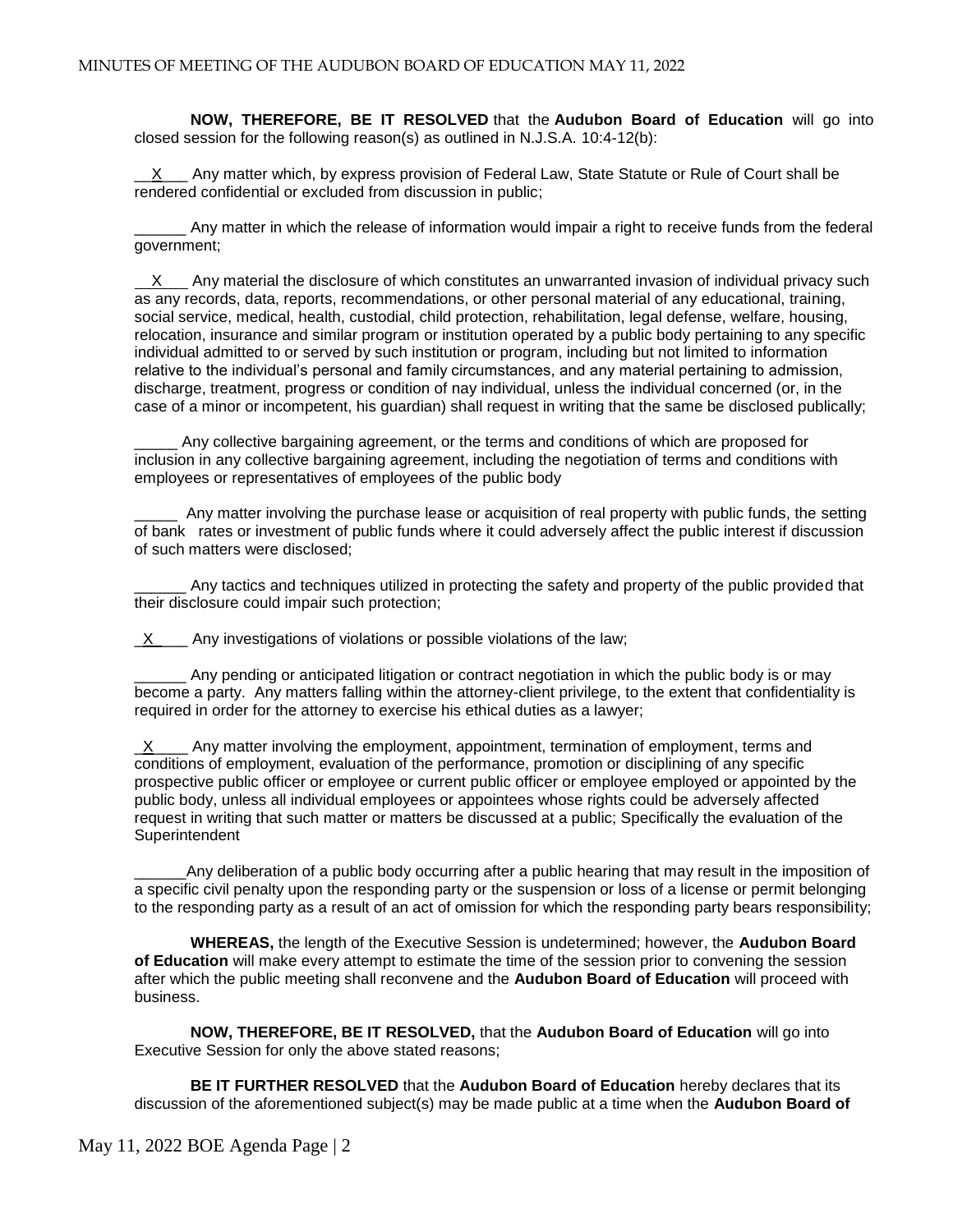**NOW, THEREFORE, BE IT RESOLVED** that the **Audubon Board of Education** will go into closed session for the following reason(s) as outlined in N.J.S.A. 10:4-12(b):

\_\_X\_\_\_ Any matter which, by express provision of Federal Law, State Statute or Rule of Court shall be rendered confidential or excluded from discussion in public;

\_\_\_\_\_\_ Any matter in which the release of information would impair a right to receive funds from the federal government;

\_\_X\_\_\_ Any material the disclosure of which constitutes an unwarranted invasion of individual privacy such as any records, data, reports, recommendations, or other personal material of any educational, training, social service, medical, health, custodial, child protection, rehabilitation, legal defense, welfare, housing, relocation, insurance and similar program or institution operated by a public body pertaining to any specific individual admitted to or served by such institution or program, including but not limited to information relative to the individual's personal and family circumstances, and any material pertaining to admission, discharge, treatment, progress or condition of nay individual, unless the individual concerned (or, in the case of a minor or incompetent, his guardian) shall request in writing that the same be disclosed publically;

\_\_\_\_\_ Any collective bargaining agreement, or the terms and conditions of which are proposed for inclusion in any collective bargaining agreement, including the negotiation of terms and conditions with employees or representatives of employees of the public body

\_\_\_\_\_ Any matter involving the purchase lease or acquisition of real property with public funds, the setting of bank rates or investment of public funds where it could adversely affect the public interest if discussion of such matters were disclosed;

\_\_\_\_\_\_ Any tactics and techniques utilized in protecting the safety and property of the public provided that their disclosure could impair such protection;

\_X\_\_\_\_ Any investigations of violations or possible violations of the law;

\_\_\_\_\_\_ Any pending or anticipated litigation or contract negotiation in which the public body is or may become a party. Any matters falling within the attorney-client privilege, to the extent that confidentiality is required in order for the attorney to exercise his ethical duties as a lawyer;

\_X\_\_\_\_ Any matter involving the employment, appointment, termination of employment, terms and conditions of employment, evaluation of the performance, promotion or disciplining of any specific prospective public officer or employee or current public officer or employee employed or appointed by the public body, unless all individual employees or appointees whose rights could be adversely affected request in writing that such matter or matters be discussed at a public; Specifically the evaluation of the Superintendent

\_\_\_\_\_\_Any deliberation of a public body occurring after a public hearing that may result in the imposition of a specific civil penalty upon the responding party or the suspension or loss of a license or permit belonging to the responding party as a result of an act of omission for which the responding party bears responsibility;

**WHEREAS,** the length of the Executive Session is undetermined; however, the **Audubon Board of Education** will make every attempt to estimate the time of the session prior to convening the session after which the public meeting shall reconvene and the **Audubon Board of Education** will proceed with business.

**NOW, THEREFORE, BE IT RESOLVED,** that the **Audubon Board of Education** will go into Executive Session for only the above stated reasons;

**BE IT FURTHER RESOLVED** that the **Audubon Board of Education** hereby declares that its discussion of the aforementioned subject(s) may be made public at a time when the **Audubon Board of**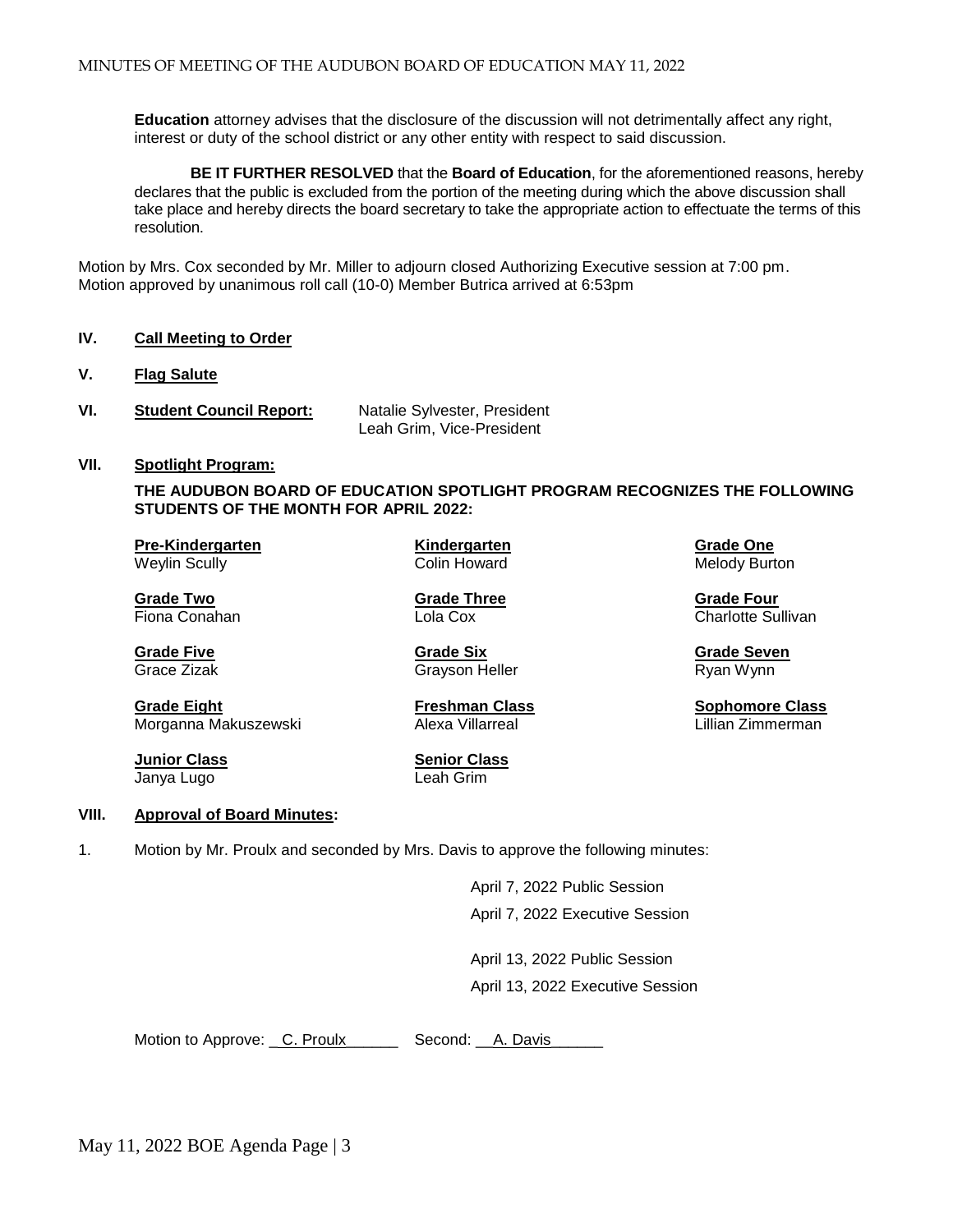**Education** attorney advises that the disclosure of the discussion will not detrimentally affect any right, interest or duty of the school district or any other entity with respect to said discussion.

**BE IT FURTHER RESOLVED** that the **Board of Education**, for the aforementioned reasons, hereby declares that the public is excluded from the portion of the meeting during which the above discussion shall take place and hereby directs the board secretary to take the appropriate action to effectuate the terms of this resolution.

Motion by Mrs. Cox seconded by Mr. Miller to adjourn closed Authorizing Executive session at 7:00 pm.
Motion approved by unanimous roll call (10-0) Member Butrica arrived at 6:53pm

**IV. Call Meeting to Order**

**V. Flag Salute**

**VI. Student Council Report:** Natalie Sylvester, President
Leah Grim, Vice-President

**VII. Spotlight Program:**

**THE AUDUBON BOARD OF EDUCATION SPOTLIGHT PROGRAM RECOGNIZES THE FOLLOWING STUDENTS OF THE MONTH FOR APRIL 2022:**

**Pre-Kindergarten**
Weylin Scully

**Kindergarten**
Colin Howard

**Grade One**
Melody Burton

**Grade Two**
Fiona Conahan

**Grade Three**
Lola Cox

**Grade Four**
Charlotte Sullivan

**Grade Five**
Grace Zizak

**Grade Six**
Grayson Heller

**Grade Seven**
Ryan Wynn

**Grade Eight**
Morganna Makuszewski

**Freshman Class**
Alexa Villarreal

**Sophomore Class**
Lillian Zimmerman

**Junior Class**
Janya Lugo

**Senior Class**
Leah Grim

**VIII. Approval of Board Minutes:**

1. Motion by Mr. Proulx and seconded by Mrs. Davis to approve the following minutes:

April 7, 2022 Public Session
April 7, 2022 Executive Session

April 13, 2022 Public Session
April 13, 2022 Executive Session

Motion to Approve: \_C. Proulx\_\_\_\_\_\_ Second: \_\_A. Davis\_\_\_\_\_\_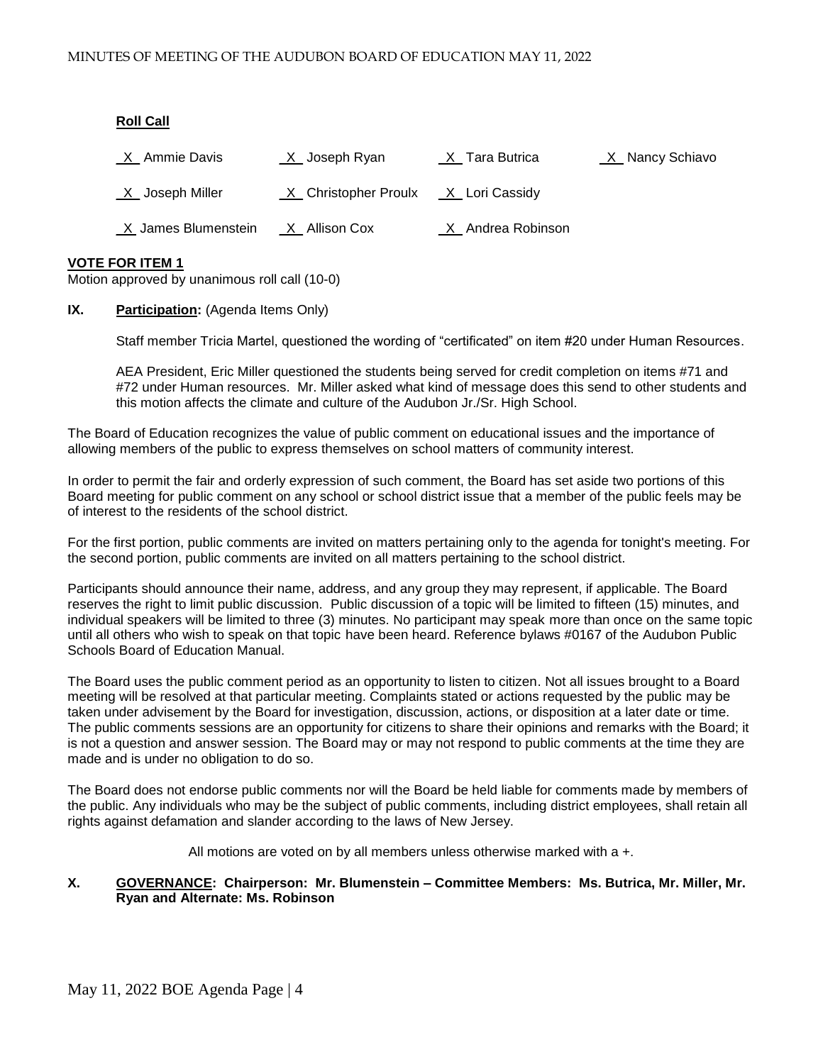**Roll Call**

| | | | |
|---|---|---|---|
| _X_ Ammie Davis | _X_ Joseph Ryan | _X_ Tara Butrica | _X_ Nancy Schiavo |
| _X_ Joseph Miller | _X_ Christopher Proulx | _X_ Lori Cassidy | |
| _X_ James Blumenstein | _X_ Allison Cox | _X_ Andrea Robinson | |

**VOTE FOR ITEM 1**

Motion approved by unanimous roll call (10-0)

**IX. Participation:** (Agenda Items Only)

Staff member Tricia Martel, questioned the wording of "certificated" on item #20 under Human Resources.

AEA President, Eric Miller questioned the students being served for credit completion on items #71 and #72 under Human resources. Mr. Miller asked what kind of message does this send to other students and this motion affects the climate and culture of the Audubon Jr./Sr. High School.

The Board of Education recognizes the value of public comment on educational issues and the importance of allowing members of the public to express themselves on school matters of community interest.

In order to permit the fair and orderly expression of such comment, the Board has set aside two portions of this Board meeting for public comment on any school or school district issue that a member of the public feels may be of interest to the residents of the school district.

For the first portion, public comments are invited on matters pertaining only to the agenda for tonight's meeting. For the second portion, public comments are invited on all matters pertaining to the school district.

Participants should announce their name, address, and any group they may represent, if applicable. The Board reserves the right to limit public discussion. Public discussion of a topic will be limited to fifteen (15) minutes, and individual speakers will be limited to three (3) minutes. No participant may speak more than once on the same topic until all others who wish to speak on that topic have been heard. Reference bylaws #0167 of the Audubon Public Schools Board of Education Manual.

The Board uses the public comment period as an opportunity to listen to citizen. Not all issues brought to a Board meeting will be resolved at that particular meeting. Complaints stated or actions requested by the public may be taken under advisement by the Board for investigation, discussion, actions, or disposition at a later date or time. The public comments sessions are an opportunity for citizens to share their opinions and remarks with the Board; it is not a question and answer session. The Board may or may not respond to public comments at the time they are made and is under no obligation to do so.

The Board does not endorse public comments nor will the Board be held liable for comments made by members of the public. Any individuals who may be the subject of public comments, including district employees, shall retain all rights against defamation and slander according to the laws of New Jersey.

All motions are voted on by all members unless otherwise marked with a +.

**X. GOVERNANCE: Chairperson: Mr. Blumenstein – Committee Members: Ms. Butrica, Mr. Miller, Mr. Ryan and Alternate: Ms. Robinson**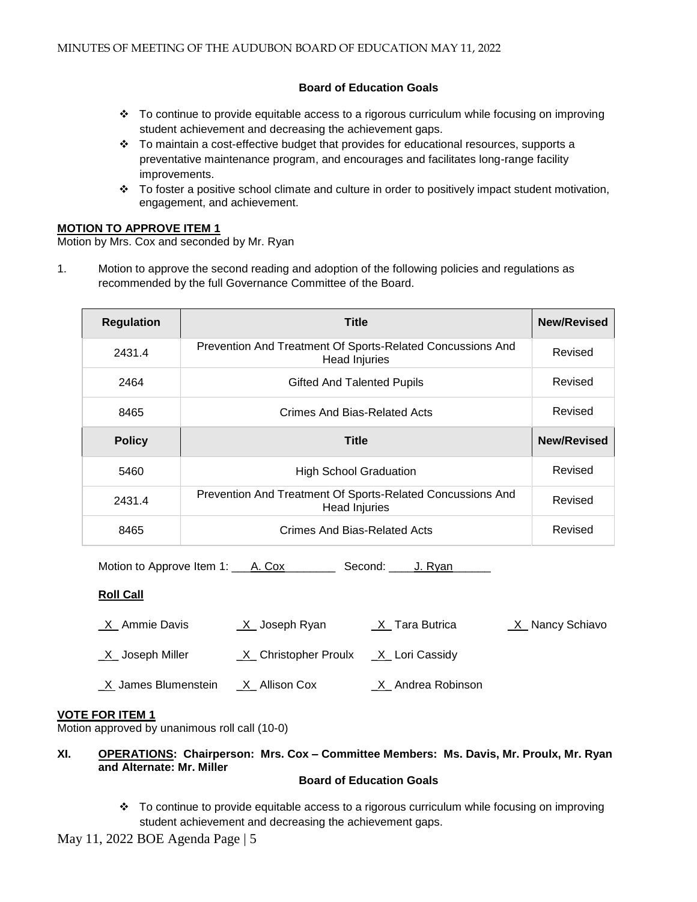**Board of Education Goals**

- ❖ To continue to provide equitable access to a rigorous curriculum while focusing on improving student achievement and decreasing the achievement gaps.
- ❖ To maintain a cost-effective budget that provides for educational resources, supports a preventative maintenance program, and encourages and facilitates long-range facility improvements.
- ❖ To foster a positive school climate and culture in order to positively impact student motivation, engagement, and achievement.

**MOTION TO APPROVE ITEM 1**

Motion by Mrs. Cox and seconded by Mr. Ryan

1. Motion to approve the second reading and adoption of the following policies and regulations as recommended by the full Governance Committee of the Board.

| Regulation | Title | New/Revised |
|---|---|---|
| 2431.4 | Prevention And Treatment Of Sports-Related Concussions And Head Injuries | Revised |
| 2464 | Gifted And Talented Pupils | Revised |
| 8465 | Crimes And Bias-Related Acts | Revised |
| **Policy** | **Title** | **New/Revised** |
| 5460 | High School Graduation | Revised |
| 2431.4 | Prevention And Treatment Of Sports-Related Concussions And Head Injuries | Revised |
| 8465 | Crimes And Bias-Related Acts | Revised |

Motion to Approve Item 1: A. Cox Second: J. Ryan

**Roll Call**

_X_ Ammie Davis _X_ Joseph Ryan _X_ Tara Butrica _X_ Nancy Schiavo

_X_ Joseph Miller _X_ Christopher Proulx _X_ Lori Cassidy

_X_ James Blumenstein _X_ Allison Cox _X_ Andrea Robinson

**VOTE FOR ITEM 1**

Motion approved by unanimous roll call (10-0)

**XI. OPERATIONS: Chairperson: Mrs. Cox – Committee Members: Ms. Davis, Mr. Proulx, Mr. Ryan and Alternate: Mr. Miller**

**Board of Education Goals**

- ❖ To continue to provide equitable access to a rigorous curriculum while focusing on improving student achievement and decreasing the achievement gaps.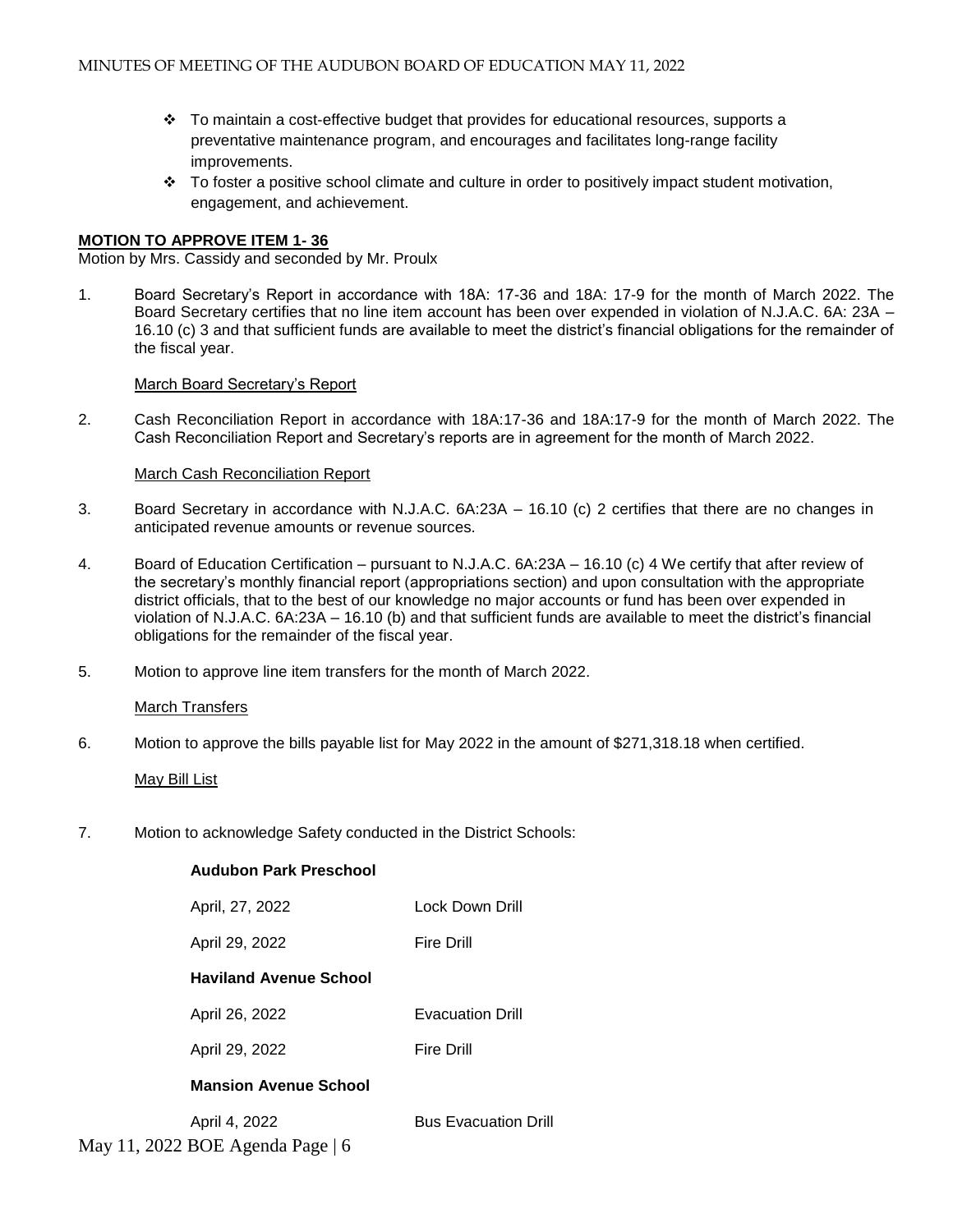- To maintain a cost-effective budget that provides for educational resources, supports a preventative maintenance program, and encourages and facilitates long-range facility improvements.
- To foster a positive school climate and culture in order to positively impact student motivation, engagement, and achievement.

**MOTION TO APPROVE ITEM 1- 36**

Motion by Mrs. Cassidy and seconded by Mr. Proulx

1. Board Secretary's Report in accordance with 18A: 17-36 and 18A: 17-9 for the month of March 2022. The Board Secretary certifies that no line item account has been over expended in violation of N.J.A.C. 6A: 23A – 16.10 (c) 3 and that sufficient funds are available to meet the district's financial obligations for the remainder of the fiscal year.

   March Board Secretary's Report

2. Cash Reconciliation Report in accordance with 18A:17-36 and 18A:17-9 for the month of March 2022. The Cash Reconciliation Report and Secretary's reports are in agreement for the month of March 2022.

   March Cash Reconciliation Report

3. Board Secretary in accordance with N.J.A.C. 6A:23A – 16.10 (c) 2 certifies that there are no changes in anticipated revenue amounts or revenue sources.

4. Board of Education Certification – pursuant to N.J.A.C. 6A:23A – 16.10 (c) 4 We certify that after review of the secretary's monthly financial report (appropriations section) and upon consultation with the appropriate district officials, that to the best of our knowledge no major accounts or fund has been over expended in violation of N.J.A.C. 6A:23A – 16.10 (b) and that sufficient funds are available to meet the district's financial obligations for the remainder of the fiscal year.

5. Motion to approve line item transfers for the month of March 2022.

   March Transfers

6. Motion to approve the bills payable list for May 2022 in the amount of $271,318.18 when certified.

   May Bill List

7. Motion to acknowledge Safety conducted in the District Schools:

   **Audubon Park Preschool**

   | | |
   |---|---|
   | April, 27, 2022 | Lock Down Drill |
   | April 29, 2022 | Fire Drill |

   **Haviland Avenue School**

   | | |
   |---|---|
   | April 26, 2022 | Evacuation Drill |
   | April 29, 2022 | Fire Drill |

   **Mansion Avenue School**

   | | |
   |---|---|
   | April 4, 2022 | Bus Evacuation Drill |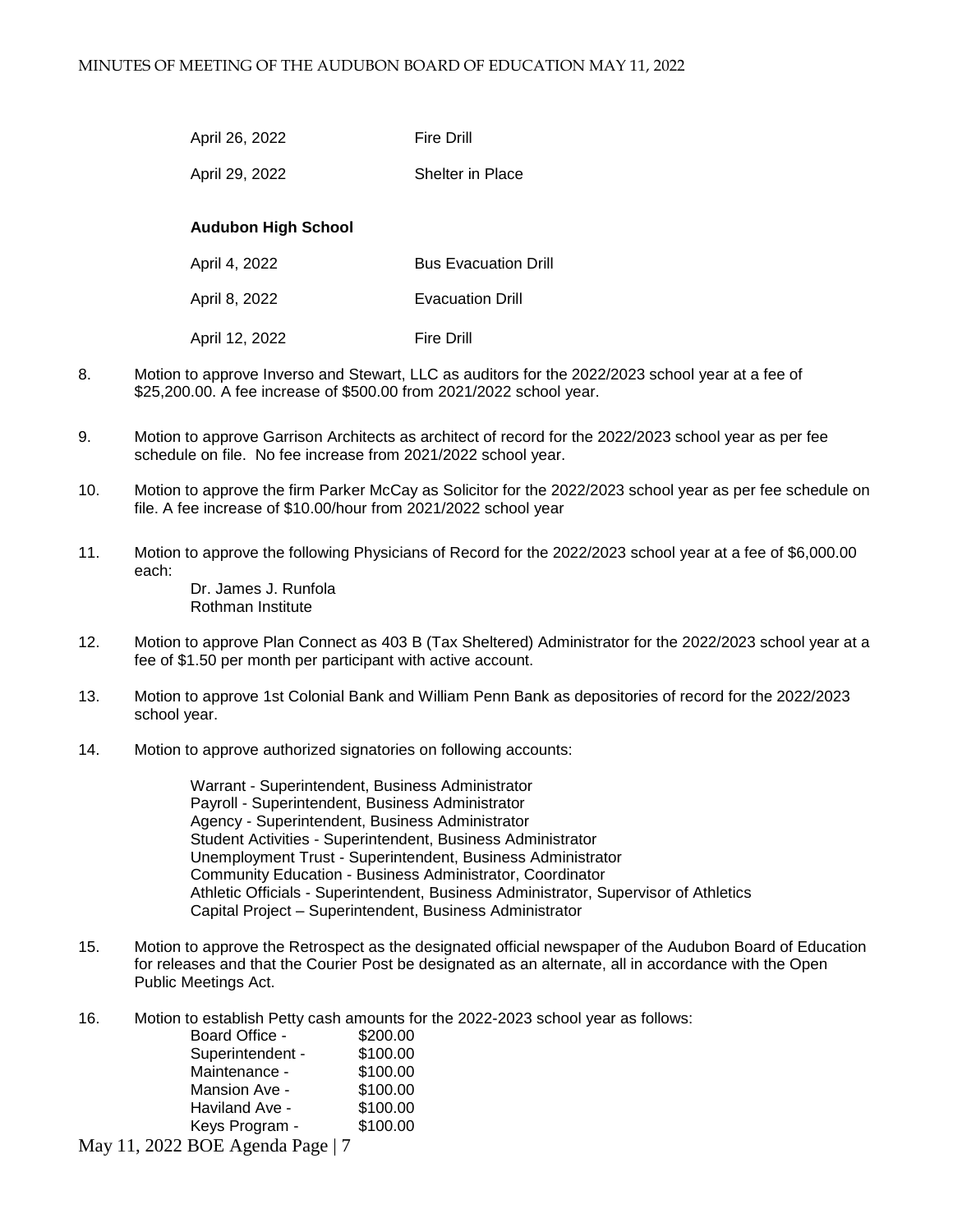| | |
|---|---|
| April 26, 2022 | Fire Drill |
| April 29, 2022 | Shelter in Place |

**Audubon High School**

| | |
|---|---|
| April 4, 2022 | Bus Evacuation Drill |
| April 8, 2022 | Evacuation Drill |
| April 12, 2022 | Fire Drill |

8. Motion to approve Inverso and Stewart, LLC as auditors for the 2022/2023 school year at a fee of $25,200.00. A fee increase of $500.00 from 2021/2022 school year.

9. Motion to approve Garrison Architects as architect of record for the 2022/2023 school year as per fee schedule on file. No fee increase from 2021/2022 school year.

10. Motion to approve the firm Parker McCay as Solicitor for the 2022/2023 school year as per fee schedule on file. A fee increase of $10.00/hour from 2021/2022 school year

11. Motion to approve the following Physicians of Record for the 2022/2023 school year at a fee of $6,000.00 each:
    Dr. James J. Runfola
    Rothman Institute

12. Motion to approve Plan Connect as 403 B (Tax Sheltered) Administrator for the 2022/2023 school year at a fee of $1.50 per month per participant with active account.

13. Motion to approve 1st Colonial Bank and William Penn Bank as depositories of record for the 2022/2023 school year.

14. Motion to approve authorized signatories on following accounts:

    Warrant - Superintendent, Business Administrator
    Payroll - Superintendent, Business Administrator
    Agency - Superintendent, Business Administrator
    Student Activities - Superintendent, Business Administrator
    Unemployment Trust - Superintendent, Business Administrator
    Community Education - Business Administrator, Coordinator
    Athletic Officials - Superintendent, Business Administrator, Supervisor of Athletics
    Capital Project – Superintendent, Business Administrator

15. Motion to approve the Retrospect as the designated official newspaper of the Audubon Board of Education for releases and that the Courier Post be designated as an alternate, all in accordance with the Open Public Meetings Act.

16. Motion to establish Petty cash amounts for the 2022-2023 school year as follows:

| | |
|---|---|
| Board Office - | $200.00 |
| Superintendent - | $100.00 |
| Maintenance - | $100.00 |
| Mansion Ave - | $100.00 |
| Haviland Ave - | $100.00 |
| Keys Program - | $100.00 |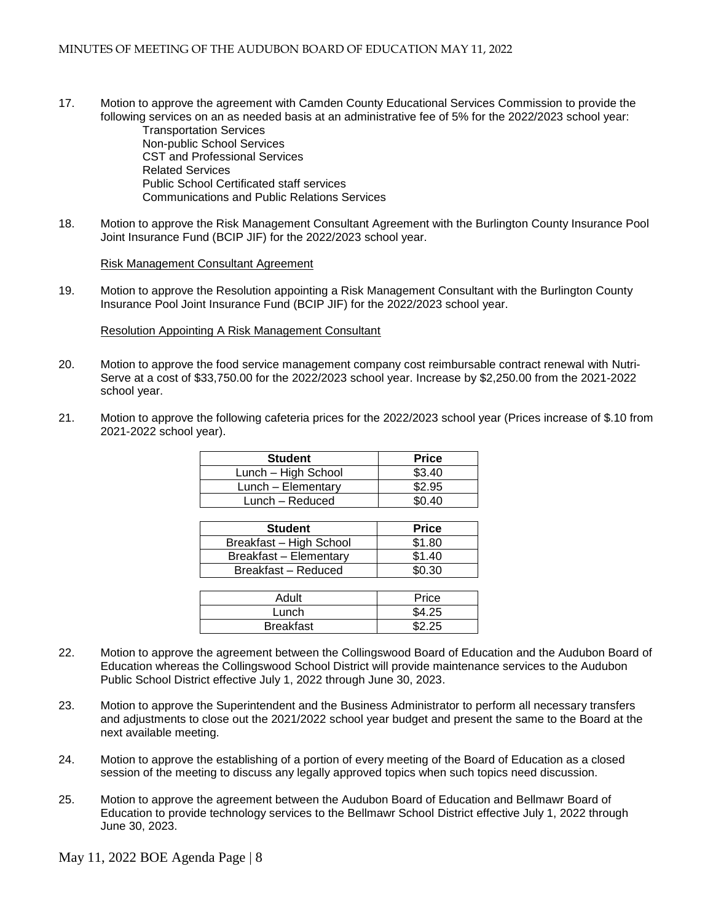17. Motion to approve the agreement with Camden County Educational Services Commission to provide the following services on an as needed basis at an administrative fee of 5% for the 2022/2023 school year:
    - Transportation Services
    - Non-public School Services
    - CST and Professional Services
    - Related Services
    - Public School Certificated staff services
    - Communications and Public Relations Services

18. Motion to approve the Risk Management Consultant Agreement with the Burlington County Insurance Pool Joint Insurance Fund (BCIP JIF) for the 2022/2023 school year.

    Risk Management Consultant Agreement

19. Motion to approve the Resolution appointing a Risk Management Consultant with the Burlington County Insurance Pool Joint Insurance Fund (BCIP JIF) for the 2022/2023 school year.

    Resolution Appointing A Risk Management Consultant

20. Motion to approve the food service management company cost reimbursable contract renewal with Nutri-Serve at a cost of $33,750.00 for the 2022/2023 school year. Increase by $2,250.00 from the 2021-2022 school year.

21. Motion to approve the following cafeteria prices for the 2022/2023 school year (Prices increase of $.10 from 2021-2022 school year).

| **Student** | **Price** |
|---|---|
| Lunch – High School | $3.40 |
| Lunch – Elementary | $2.95 |
| Lunch – Reduced | $0.40 |

| **Student** | **Price** |
|---|---|
| Breakfast – High School | $1.80 |
| Breakfast – Elementary | $1.40 |
| Breakfast – Reduced | $0.30 |

| Adult | Price |
|---|---|
| Lunch | $4.25 |
| Breakfast | $2.25 |

22. Motion to approve the agreement between the Collingswood Board of Education and the Audubon Board of Education whereas the Collingswood School District will provide maintenance services to the Audubon Public School District effective July 1, 2022 through June 30, 2023.

23. Motion to approve the Superintendent and the Business Administrator to perform all necessary transfers and adjustments to close out the 2021/2022 school year budget and present the same to the Board at the next available meeting.

24. Motion to approve the establishing of a portion of every meeting of the Board of Education as a closed session of the meeting to discuss any legally approved topics when such topics need discussion.

25. Motion to approve the agreement between the Audubon Board of Education and Bellmawr Board of Education to provide technology services to the Bellmawr School District effective July 1, 2022 through June 30, 2023.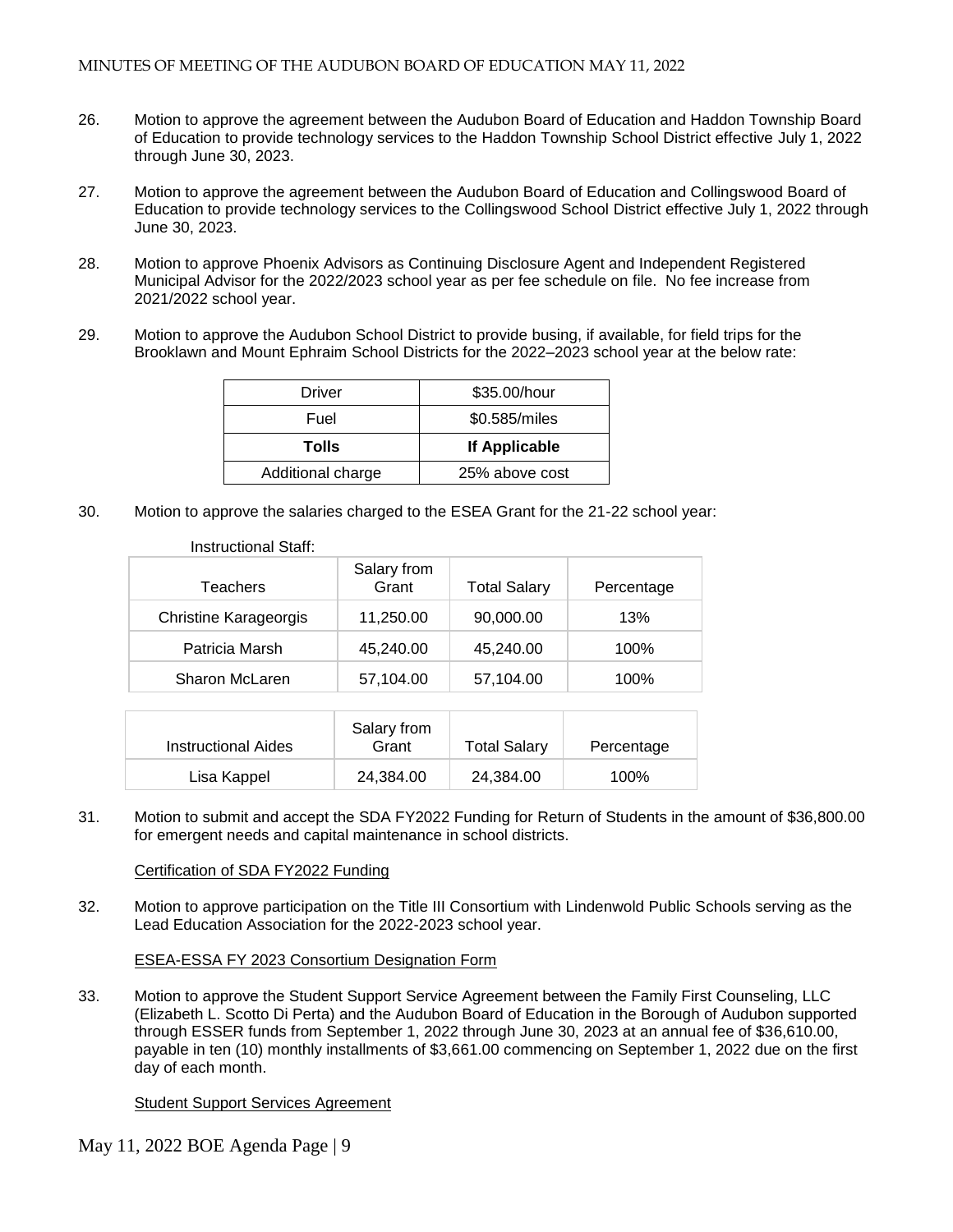26. Motion to approve the agreement between the Audubon Board of Education and Haddon Township Board of Education to provide technology services to the Haddon Township School District effective July 1, 2022 through June 30, 2023.

27. Motion to approve the agreement between the Audubon Board of Education and Collingswood Board of Education to provide technology services to the Collingswood School District effective July 1, 2022 through June 30, 2023.

28. Motion to approve Phoenix Advisors as Continuing Disclosure Agent and Independent Registered Municipal Advisor for the 2022/2023 school year as per fee schedule on file. No fee increase from 2021/2022 school year.

29. Motion to approve the Audubon School District to provide busing, if available, for field trips for the Brooklawn and Mount Ephraim School Districts for the 2022–2023 school year at the below rate:

| Driver | \$35.00/hour |
|---|---|
| Fuel | \$0.585/miles |
| **Tolls** | **If Applicable** |
| Additional charge | 25% above cost |

30. Motion to approve the salaries charged to the ESEA Grant for the 21-22 school year:

Instructional Staff:

| Teachers | Salary from Grant | Total Salary | Percentage |
|---|---|---|---|
| Christine Karageorgis | 11,250.00 | 90,000.00 | 13% |
| Patricia Marsh | 45,240.00 | 45,240.00 | 100% |
| Sharon McLaren | 57,104.00 | 57,104.00 | 100% |

| Instructional Aides | Salary from Grant | Total Salary | Percentage |
|---|---|---|---|
| Lisa Kappel | 24,384.00 | 24,384.00 | 100% |

31. Motion to submit and accept the SDA FY2022 Funding for Return of Students in the amount of \$36,800.00 for emergent needs and capital maintenance in school districts.

   Certification of SDA FY2022 Funding

32. Motion to approve participation on the Title III Consortium with Lindenwold Public Schools serving as the Lead Education Association for the 2022-2023 school year.

   ESEA-ESSA FY 2023 Consortium Designation Form

33. Motion to approve the Student Support Service Agreement between the Family First Counseling, LLC (Elizabeth L. Scotto Di Perta) and the Audubon Board of Education in the Borough of Audubon supported through ESSER funds from September 1, 2022 through June 30, 2023 at an annual fee of \$36,610.00, payable in ten (10) monthly installments of \$3,661.00 commencing on September 1, 2022 due on the first day of each month.

   Student Support Services Agreement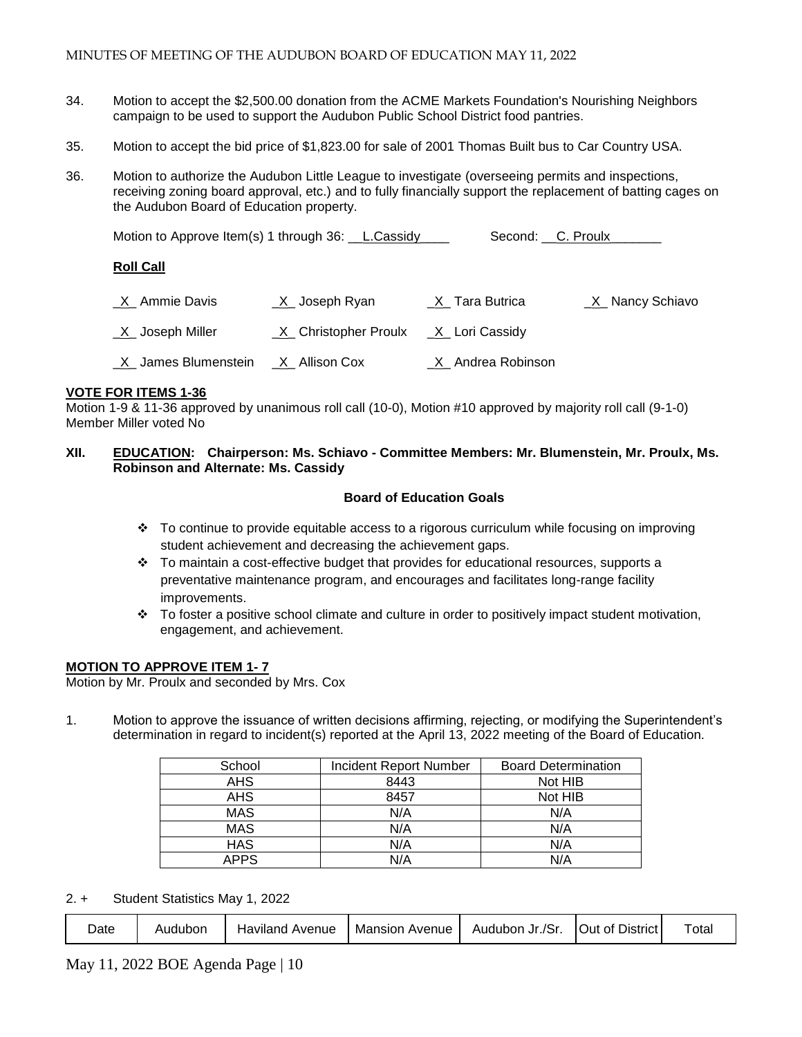34. Motion to accept the $2,500.00 donation from the ACME Markets Foundation's Nourishing Neighbors campaign to be used to support the Audubon Public School District food pantries.

35. Motion to accept the bid price of $1,823.00 for sale of 2001 Thomas Built bus to Car Country USA.

36. Motion to authorize the Audubon Little League to investigate (overseeing permits and inspections, receiving zoning board approval, etc.) and to fully financially support the replacement of batting cages on the Audubon Board of Education property.

Motion to Approve Item(s) 1 through 36: __L.Cassidy____ Second: __C. Proulx_______

**Roll Call**

_X_ Ammie Davis _X_ Joseph Ryan _X_ Tara Butrica _X_ Nancy Schiavo

_X_ Joseph Miller _X_ Christopher Proulx _X_ Lori Cassidy

_X_ James Blumenstein _X_ Allison Cox _X_ Andrea Robinson

**VOTE FOR ITEMS 1-36**

Motion 1-9 & 11-36 approved by unanimous roll call (10-0), Motion #10 approved by majority roll call (9-1-0) Member Miller voted No

## XII. EDUCATION: Chairperson: Ms. Schiavo - Committee Members: Mr. Blumenstein, Mr. Proulx, Ms. Robinson and Alternate: Ms. Cassidy

**Board of Education Goals**

- To continue to provide equitable access to a rigorous curriculum while focusing on improving student achievement and decreasing the achievement gaps.
- To maintain a cost-effective budget that provides for educational resources, supports a preventative maintenance program, and encourages and facilitates long-range facility improvements.
- To foster a positive school climate and culture in order to positively impact student motivation, engagement, and achievement.

**MOTION TO APPROVE ITEM 1- 7**

Motion by Mr. Proulx and seconded by Mrs. Cox

1. Motion to approve the issuance of written decisions affirming, rejecting, or modifying the Superintendent's determination in regard to incident(s) reported at the April 13, 2022 meeting of the Board of Education.

| School | Incident Report Number | Board Determination |
|---|---|---|
| AHS | 8443 | Not HIB |
| AHS | 8457 | Not HIB |
| MAS | N/A | N/A |
| MAS | N/A | N/A |
| HAS | N/A | N/A |
| APPS | N/A | N/A |

2. + Student Statistics May 1, 2022

| Date | Audubon | Haviland Avenue | Mansion Avenue | Audubon Jr./Sr. | Out of District | Total |
|---|---|---|---|---|---|---|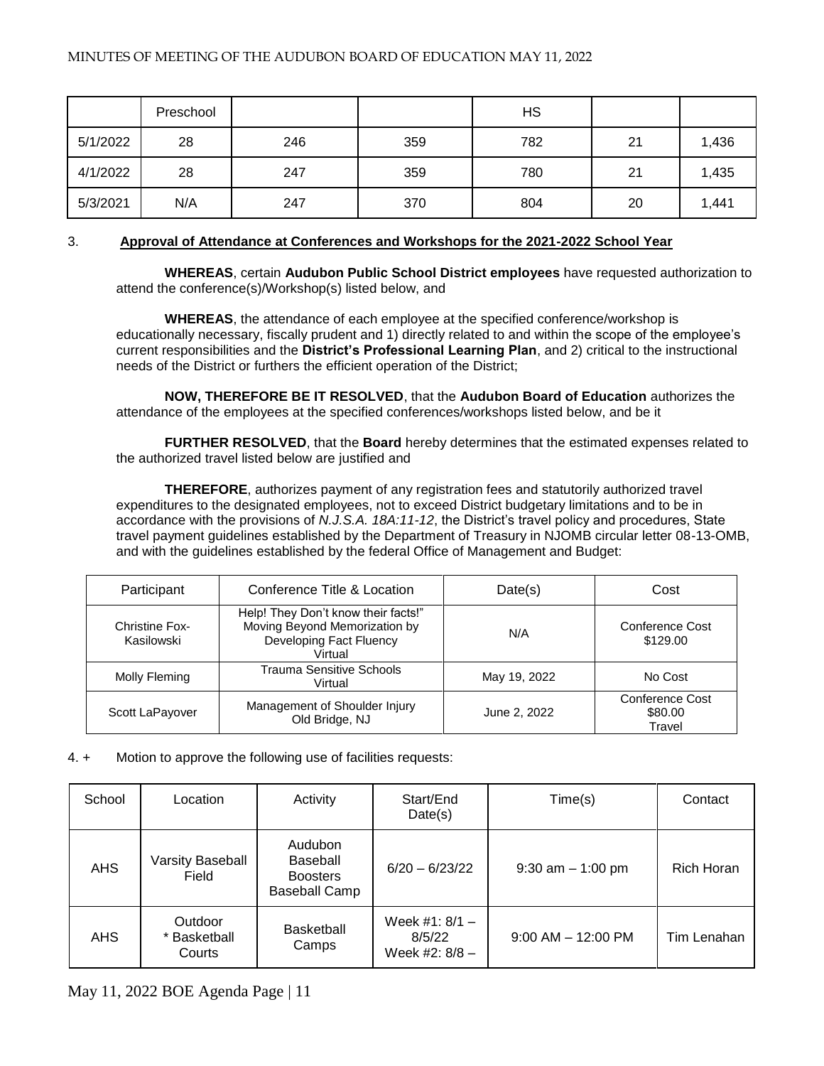| | Preschool | | | HS | | |
|---|---|---|---|---|---|---|
| 5/1/2022 | 28 | 246 | 359 | 782 | 21 | 1,436 |
| 4/1/2022 | 28 | 247 | 359 | 780 | 21 | 1,435 |
| 5/3/2021 | N/A | 247 | 370 | 804 | 20 | 1,441 |

3. **Approval of Attendance at Conferences and Workshops for the 2021-2022 School Year**

**WHEREAS**, certain **Audubon Public School District employees** have requested authorization to attend the conference(s)/Workshop(s) listed below, and

**WHEREAS**, the attendance of each employee at the specified conference/workshop is educationally necessary, fiscally prudent and 1) directly related to and within the scope of the employee's current responsibilities and the **District's Professional Learning Plan**, and 2) critical to the instructional needs of the District or furthers the efficient operation of the District;

**NOW, THEREFORE BE IT RESOLVED**, that the **Audubon Board of Education** authorizes the attendance of the employees at the specified conferences/workshops listed below, and be it

**FURTHER RESOLVED**, that the **Board** hereby determines that the estimated expenses related to the authorized travel listed below are justified and

**THEREFORE**, authorizes payment of any registration fees and statutorily authorized travel expenditures to the designated employees, not to exceed District budgetary limitations and to be in accordance with the provisions of *N.J.S.A. 18A:11-12*, the District's travel policy and procedures, State travel payment guidelines established by the Department of Treasury in NJOMB circular letter 08-13-OMB, and with the guidelines established by the federal Office of Management and Budget:

| Participant | Conference Title & Location | Date(s) | Cost |
|---|---|---|---|
| Christine Fox-Kasilowski | Help! They Don't know their facts!" Moving Beyond Memorization by Developing Fact Fluency Virtual | N/A | Conference Cost $129.00 |
| Molly Fleming | Trauma Sensitive Schools Virtual | May 19, 2022 | No Cost |
| Scott LaPayover | Management of Shoulder Injury Old Bridge, NJ | June 2, 2022 | Conference Cost $80.00 Travel |

4. + Motion to approve the following use of facilities requests:

| School | Location | Activity | Start/End Date(s) | Time(s) | Contact |
|---|---|---|---|---|---|
| AHS | Varsity Baseball Field | Audubon Baseball Boosters Baseball Camp | 6/20 – 6/23/22 | 9:30 am – 1:00 pm | Rich Horan |
| AHS | Outdoor * Basketball Courts | Basketball Camps | Week #1: 8/1 – 8/5/22 Week #2: 8/8 – | 9:00 AM – 12:00 PM | Tim Lenahan |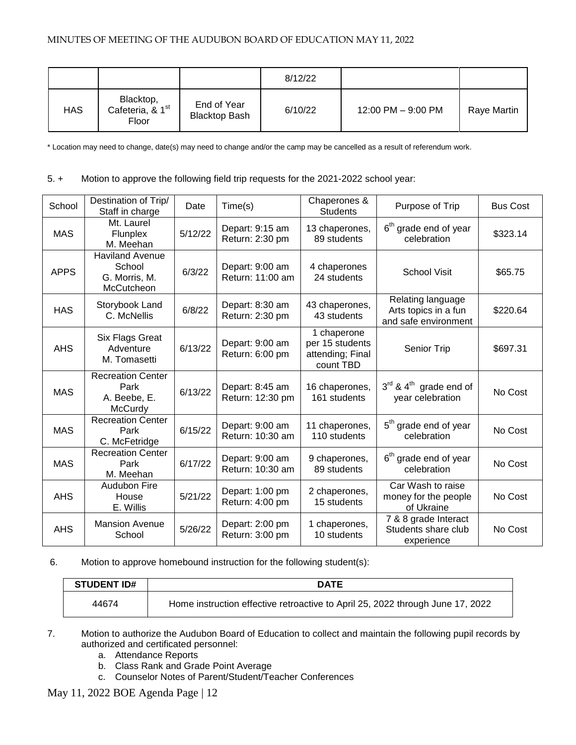| | | | 8/12/22 | | |
|---|---|---|---|---|---|
| HAS | Blacktop, Cafeteria, & 1st Floor | End of Year Blacktop Bash | 6/10/22 | 12:00 PM – 9:00 PM | Raye Martin |

\* Location may need to change, date(s) may need to change and/or the camp may be cancelled as a result of referendum work.

5. + Motion to approve the following field trip requests for the 2021-2022 school year:

| School | Destination of Trip/ Staff in charge | Date | Time(s) | Chaperones & Students | Purpose of Trip | Bus Cost |
|---|---|---|---|---|---|---|
| MAS | Mt. Laurel Flunplex M. Meehan | 5/12/22 | Depart: 9:15 am Return: 2:30 pm | 13 chaperones, 89 students | 6th grade end of year celebration | $323.14 |
| APPS | Haviland Avenue School G. Morris, M. McCutcheon | 6/3/22 | Depart: 9:00 am Return: 11:00 am | 4 chaperones 24 students | School Visit | $65.75 |
| HAS | Storybook Land C. McNellis | 6/8/22 | Depart: 8:30 am Return: 2:30 pm | 43 chaperones, 43 students | Relating language Arts topics in a fun and safe environment | $220.64 |
| AHS | Six Flags Great Adventure M. Tomasetti | 6/13/22 | Depart: 9:00 am Return: 6:00 pm | 1 chaperone per 15 students attending; Final count TBD | Senior Trip | $697.31 |
| MAS | Recreation Center Park A. Beebe, E. McCurdy | 6/13/22 | Depart: 8:45 am Return: 12:30 pm | 16 chaperones, 161 students | 3rd & 4th grade end of year celebration | No Cost |
| MAS | Recreation Center Park C. McFetridge | 6/15/22 | Depart: 9:00 am Return: 10:30 am | 11 chaperones, 110 students | 5th grade end of year celebration | No Cost |
| MAS | Recreation Center Park M. Meehan | 6/17/22 | Depart: 9:00 am Return: 10:30 am | 9 chaperones, 89 students | 6th grade end of year celebration | No Cost |
| AHS | Audubon Fire House E. Willis | 5/21/22 | Depart: 1:00 pm Return: 4:00 pm | 2 chaperones, 15 students | Car Wash to raise money for the people of Ukraine | No Cost |
| AHS | Mansion Avenue School | 5/26/22 | Depart: 2:00 pm Return: 3:00 pm | 1 chaperones, 10 students | 7 & 8 grade Interact Students share club experience | No Cost |

6. Motion to approve homebound instruction for the following student(s):

| STUDENT ID# | DATE |
|---|---|
| 44674 | Home instruction effective retroactive to April 25, 2022 through June 17, 2022 |

7. Motion to authorize the Audubon Board of Education to collect and maintain the following pupil records by authorized and certificated personnel:
   a. Attendance Reports
   b. Class Rank and Grade Point Average
   c. Counselor Notes of Parent/Student/Teacher Conferences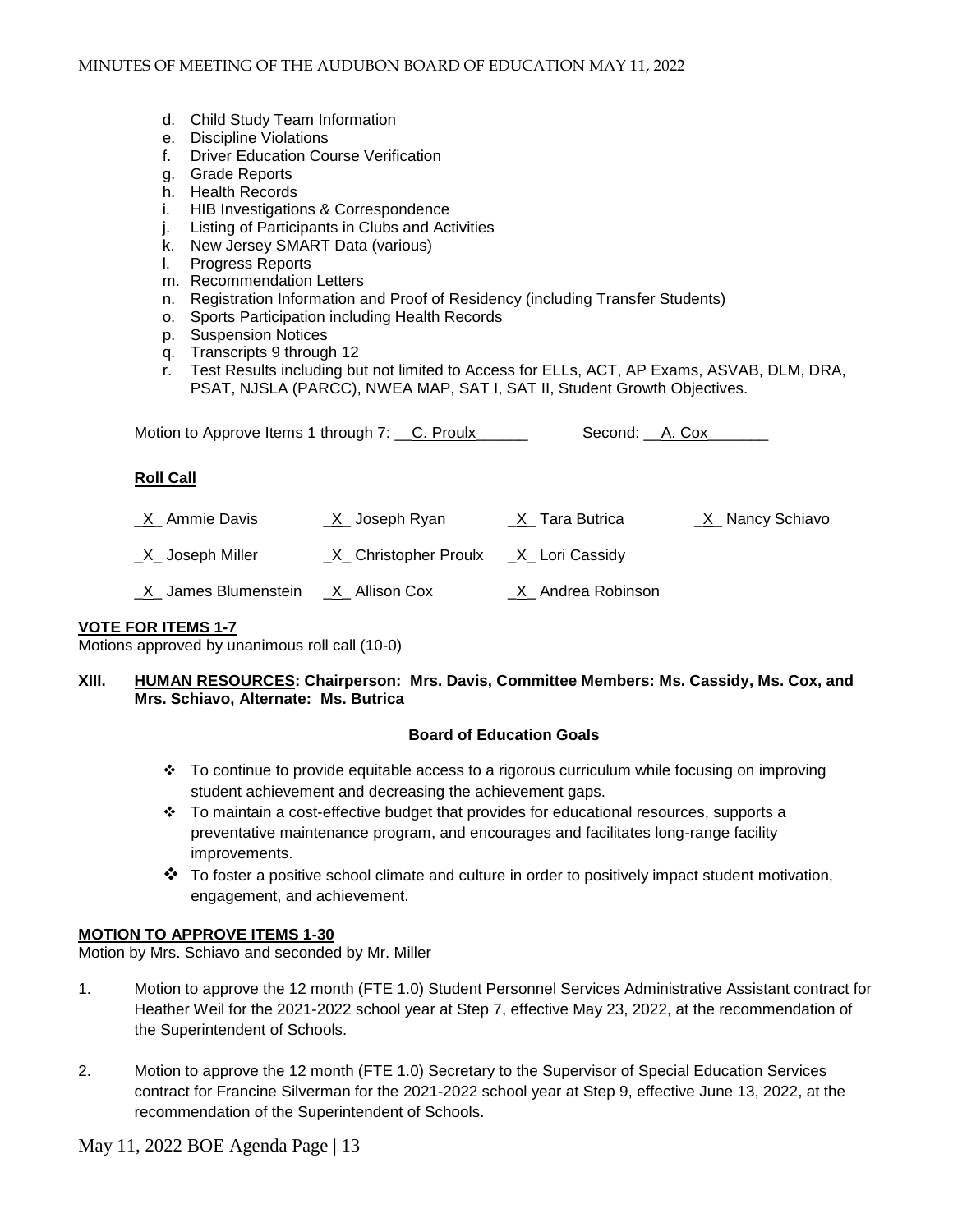d. Child Study Team Information
e. Discipline Violations
f. Driver Education Course Verification
g. Grade Reports
h. Health Records
i. HIB Investigations & Correspondence
j. Listing of Participants in Clubs and Activities
k. New Jersey SMART Data (various)
l. Progress Reports
m. Recommendation Letters
n. Registration Information and Proof of Residency (including Transfer Students)
o. Sports Participation including Health Records
p. Suspension Notices
q. Transcripts 9 through 12
r. Test Results including but not limited to Access for ELLs, ACT, AP Exams, ASVAB, DLM, DRA, PSAT, NJSLA (PARCC), NWEA MAP, SAT I, SAT II, Student Growth Objectives.

Motion to Approve Items 1 through 7: __C. Proulx______ Second: __A. Cox_______

**Roll Call**

_X_ Ammie Davis _X_ Joseph Ryan _X_ Tara Butrica _X_ Nancy Schiavo

_X_ Joseph Miller _X_ Christopher Proulx _X_ Lori Cassidy

_X_ James Blumenstein _X_ Allison Cox _X_ Andrea Robinson

**VOTE FOR ITEMS 1-7**

Motions approved by unanimous roll call (10-0)

**XIII. HUMAN RESOURCES: Chairperson: Mrs. Davis, Committee Members: Ms. Cassidy, Ms. Cox, and Mrs. Schiavo, Alternate: Ms. Butrica**

**Board of Education Goals**

- To continue to provide equitable access to a rigorous curriculum while focusing on improving student achievement and decreasing the achievement gaps.
- To maintain a cost-effective budget that provides for educational resources, supports a preventative maintenance program, and encourages and facilitates long-range facility improvements.
- To foster a positive school climate and culture in order to positively impact student motivation, engagement, and achievement.

**MOTION TO APPROVE ITEMS 1-30**

Motion by Mrs. Schiavo and seconded by Mr. Miller

1. Motion to approve the 12 month (FTE 1.0) Student Personnel Services Administrative Assistant contract for Heather Weil for the 2021-2022 school year at Step 7, effective May 23, 2022, at the recommendation of the Superintendent of Schools.

2. Motion to approve the 12 month (FTE 1.0) Secretary to the Supervisor of Special Education Services contract for Francine Silverman for the 2021-2022 school year at Step 9, effective June 13, 2022, at the recommendation of the Superintendent of Schools.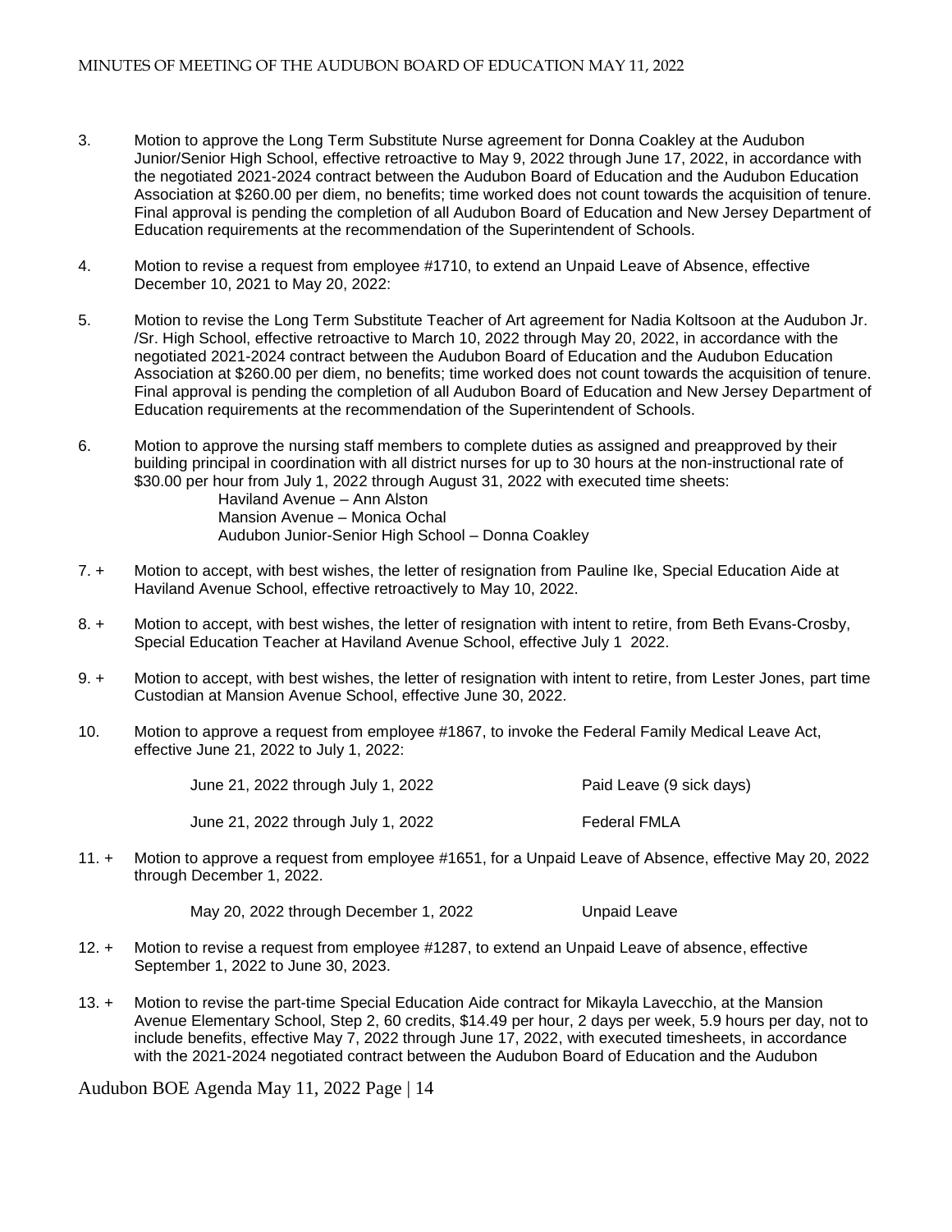3. Motion to approve the Long Term Substitute Nurse agreement for Donna Coakley at the Audubon Junior/Senior High School, effective retroactive to May 9, 2022 through June 17, 2022, in accordance with the negotiated 2021-2024 contract between the Audubon Board of Education and the Audubon Education Association at $260.00 per diem, no benefits; time worked does not count towards the acquisition of tenure. Final approval is pending the completion of all Audubon Board of Education and New Jersey Department of Education requirements at the recommendation of the Superintendent of Schools.

4. Motion to revise a request from employee #1710, to extend an Unpaid Leave of Absence, effective December 10, 2021 to May 20, 2022:

5. Motion to revise the Long Term Substitute Teacher of Art agreement for Nadia Koltsoon at the Audubon Jr. /Sr. High School, effective retroactive to March 10, 2022 through May 20, 2022, in accordance with the negotiated 2021-2024 contract between the Audubon Board of Education and the Audubon Education Association at $260.00 per diem, no benefits; time worked does not count towards the acquisition of tenure. Final approval is pending the completion of all Audubon Board of Education and New Jersey Department of Education requirements at the recommendation of the Superintendent of Schools.

6. Motion to approve the nursing staff members to complete duties as assigned and preapproved by their building principal in coordination with all district nurses for up to 30 hours at the non-instructional rate of $30.00 per hour from July 1, 2022 through August 31, 2022 with executed time sheets:
   - Haviland Avenue – Ann Alston
   - Mansion Avenue – Monica Ochal
   - Audubon Junior-Senior High School – Donna Coakley

7. + Motion to accept, with best wishes, the letter of resignation from Pauline Ike, Special Education Aide at Haviland Avenue School, effective retroactively to May 10, 2022.

8. + Motion to accept, with best wishes, the letter of resignation with intent to retire, from Beth Evans-Crosby, Special Education Teacher at Haviland Avenue School, effective July 1 2022.

9. + Motion to accept, with best wishes, the letter of resignation with intent to retire, from Lester Jones, part time Custodian at Mansion Avenue School, effective June 30, 2022.

10. Motion to approve a request from employee #1867, to invoke the Federal Family Medical Leave Act, effective June 21, 2022 to July 1, 2022:

| | |
|---|---|
| June 21, 2022 through July 1, 2022 | Paid Leave (9 sick days) |
| June 21, 2022 through July 1, 2022 | Federal FMLA |

11. + Motion to approve a request from employee #1651, for a Unpaid Leave of Absence, effective May 20, 2022 through December 1, 2022.

| | |
|---|---|
| May 20, 2022 through December 1, 2022 | Unpaid Leave |

12. + Motion to revise a request from employee #1287, to extend an Unpaid Leave of absence, effective September 1, 2022 to June 30, 2023.

13. + Motion to revise the part-time Special Education Aide contract for Mikayla Lavecchio, at the Mansion Avenue Elementary School, Step 2, 60 credits, $14.49 per hour, 2 days per week, 5.9 hours per day, not to include benefits, effective May 7, 2022 through June 17, 2022, with executed timesheets, in accordance with the 2021-2024 negotiated contract between the Audubon Board of Education and the Audubon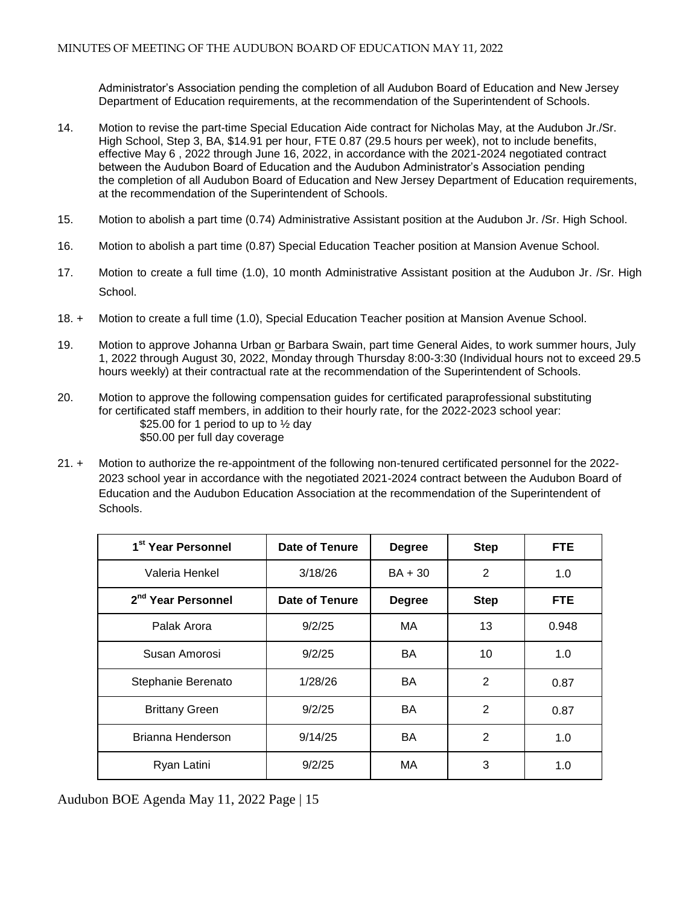Administrator's Association pending the completion of all Audubon Board of Education and New Jersey Department of Education requirements, at the recommendation of the Superintendent of Schools.

14. Motion to revise the part-time Special Education Aide contract for Nicholas May, at the Audubon Jr./Sr. High School, Step 3, BA, $14.91 per hour, FTE 0.87 (29.5 hours per week), not to include benefits, effective May 6 , 2022 through June 16, 2022, in accordance with the 2021-2024 negotiated contract between the Audubon Board of Education and the Audubon Administrator's Association pending the completion of all Audubon Board of Education and New Jersey Department of Education requirements, at the recommendation of the Superintendent of Schools.

15. Motion to abolish a part time (0.74) Administrative Assistant position at the Audubon Jr. /Sr. High School.

16. Motion to abolish a part time (0.87) Special Education Teacher position at Mansion Avenue School.

17. Motion to create a full time (1.0), 10 month Administrative Assistant position at the Audubon Jr. /Sr. High School.

18. + Motion to create a full time (1.0), Special Education Teacher position at Mansion Avenue School.

19. Motion to approve Johanna Urban or Barbara Swain, part time General Aides, to work summer hours, July 1, 2022 through August 30, 2022, Monday through Thursday 8:00-3:30 (Individual hours not to exceed 29.5 hours weekly) at their contractual rate at the recommendation of the Superintendent of Schools.

20. Motion to approve the following compensation guides for certificated paraprofessional substituting for certificated staff members, in addition to their hourly rate, for the 2022-2023 school year:
    $25.00 for 1 period to up to ½ day
    $50.00 per full day coverage

21. + Motion to authorize the re-appointment of the following non-tenured certificated personnel for the 2022-2023 school year in accordance with the negotiated 2021-2024 contract between the Audubon Board of Education and the Audubon Education Association at the recommendation of the Superintendent of Schools.

| 1st Year Personnel | Date of Tenure | Degree | Step | FTE |
|---|---|---|---|---|
| Valeria Henkel | 3/18/26 | BA + 30 | 2 | 1.0 |
| **2nd Year Personnel** | **Date of Tenure** | **Degree** | **Step** | **FTE** |
| Palak Arora | 9/2/25 | MA | 13 | 0.948 |
| Susan Amorosi | 9/2/25 | BA | 10 | 1.0 |
| Stephanie Berenato | 1/28/26 | BA | 2 | 0.87 |
| Brittany Green | 9/2/25 | BA | 2 | 0.87 |
| Brianna Henderson | 9/14/25 | BA | 2 | 1.0 |
| Ryan Latini | 9/2/25 | MA | 3 | 1.0 |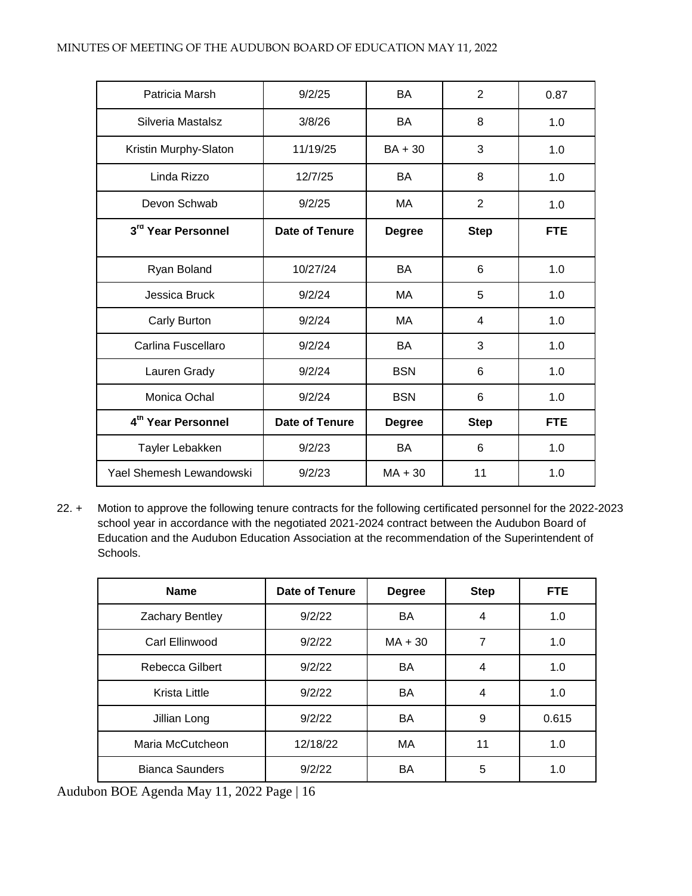| | | | | |
|---|---|---|---|---|
| Patricia Marsh | 9/2/25 | BA | 2 | 0.87 |
| Silveria Mastalsz | 3/8/26 | BA | 8 | 1.0 |
| Kristin Murphy-Slaton | 11/19/25 | BA + 30 | 3 | 1.0 |
| Linda Rizzo | 12/7/25 | BA | 8 | 1.0 |
| Devon Schwab | 9/2/25 | MA | 2 | 1.0 |
| **3rd Year Personnel** | **Date of Tenure** | **Degree** | **Step** | **FTE** |
| Ryan Boland | 10/27/24 | BA | 6 | 1.0 |
| Jessica Bruck | 9/2/24 | MA | 5 | 1.0 |
| Carly Burton | 9/2/24 | MA | 4 | 1.0 |
| Carlina Fuscellaro | 9/2/24 | BA | 3 | 1.0 |
| Lauren Grady | 9/2/24 | BSN | 6 | 1.0 |
| Monica Ochal | 9/2/24 | BSN | 6 | 1.0 |
| **4th Year Personnel** | **Date of Tenure** | **Degree** | **Step** | **FTE** |
| Tayler Lebakken | 9/2/23 | BA | 6 | 1.0 |
| Yael Shemesh Lewandowski | 9/2/23 | MA + 30 | 11 | 1.0 |

22. + Motion to approve the following tenure contracts for the following certificated personnel for the 2022-2023 school year in accordance with the negotiated 2021-2024 contract between the Audubon Board of Education and the Audubon Education Association at the recommendation of the Superintendent of Schools.

| Name | Date of Tenure | Degree | Step | FTE |
|---|---|---|---|---|
| Zachary Bentley | 9/2/22 | BA | 4 | 1.0 |
| Carl Ellinwood | 9/2/22 | MA + 30 | 7 | 1.0 |
| Rebecca Gilbert | 9/2/22 | BA | 4 | 1.0 |
| Krista Little | 9/2/22 | BA | 4 | 1.0 |
| Jillian Long | 9/2/22 | BA | 9 | 0.615 |
| Maria McCutcheon | 12/18/22 | MA | 11 | 1.0 |
| Bianca Saunders | 9/2/22 | BA | 5 | 1.0 |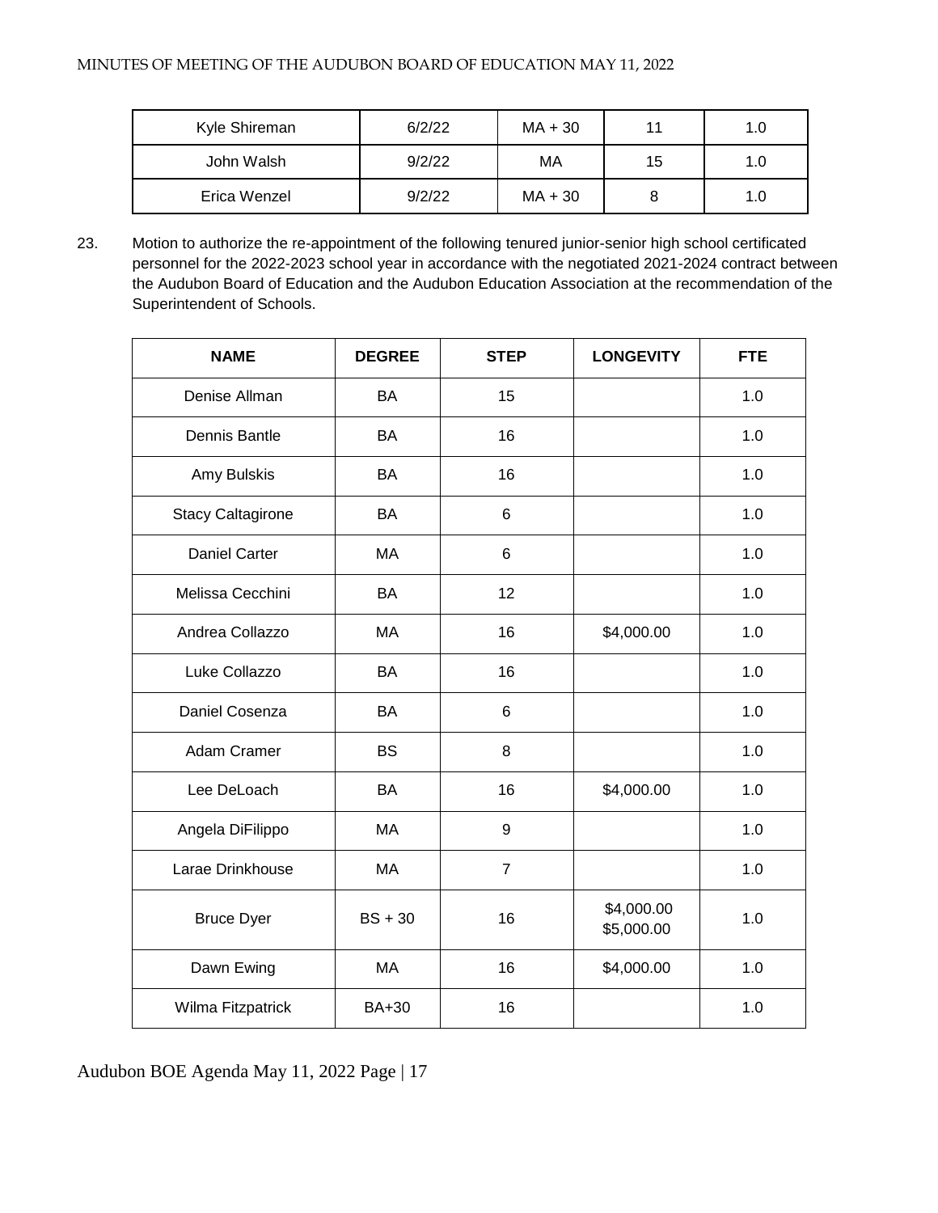| Kyle Shireman | 6/2/22 | MA + 30 | 11 | 1.0 |
|---|---|---|---|---|
| John Walsh | 9/2/22 | MA | 15 | 1.0 |
| Erica Wenzel | 9/2/22 | MA + 30 | 8 | 1.0 |

23. Motion to authorize the re-appointment of the following tenured junior-senior high school certificated personnel for the 2022-2023 school year in accordance with the negotiated 2021-2024 contract between the Audubon Board of Education and the Audubon Education Association at the recommendation of the Superintendent of Schools.

| NAME | DEGREE | STEP | LONGEVITY | FTE |
|---|---|---|---|---|
| Denise Allman | BA | 15 | | 1.0 |
| Dennis Bantle | BA | 16 | | 1.0 |
| Amy Bulskis | BA | 16 | | 1.0 |
| Stacy Caltagirone | BA | 6 | | 1.0 |
| Daniel Carter | MA | 6 | | 1.0 |
| Melissa Cecchini | BA | 12 | | 1.0 |
| Andrea Collazzo | MA | 16 | $4,000.00 | 1.0 |
| Luke Collazzo | BA | 16 | | 1.0 |
| Daniel Cosenza | BA | 6 | | 1.0 |
| Adam Cramer | BS | 8 | | 1.0 |
| Lee DeLoach | BA | 16 | $4,000.00 | 1.0 |
| Angela DiFilippo | MA | 9 | | 1.0 |
| Larae Drinkhouse | MA | 7 | | 1.0 |
| Bruce Dyer | BS + 30 | 16 | $4,000.00<br>$5,000.00 | 1.0 |
| Dawn Ewing | MA | 16 | $4,000.00 | 1.0 |
| Wilma Fitzpatrick | BA+30 | 16 | | 1.0 |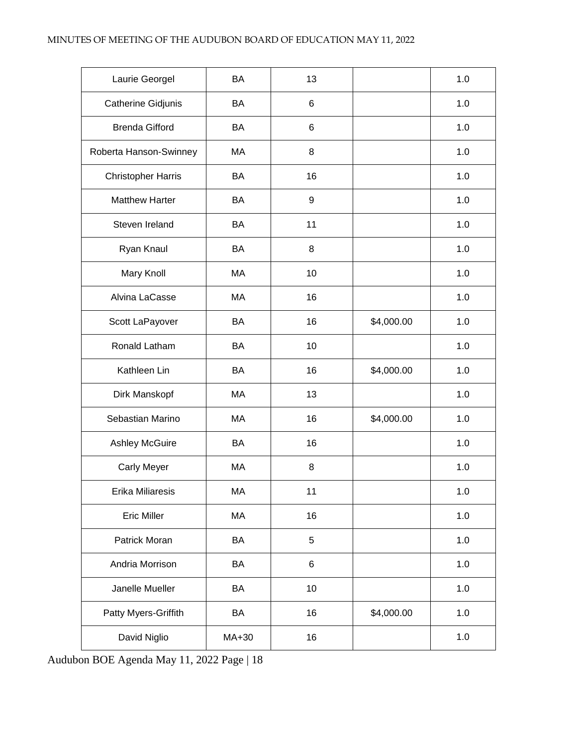| | | | | |
|---|---|---|---|---|
| Laurie Georgel | BA | 13 | | 1.0 |
| Catherine Gidjunis | BA | 6 | | 1.0 |
| Brenda Gifford | BA | 6 | | 1.0 |
| Roberta Hanson-Swinney | MA | 8 | | 1.0 |
| Christopher Harris | BA | 16 | | 1.0 |
| Matthew Harter | BA | 9 | | 1.0 |
| Steven Ireland | BA | 11 | | 1.0 |
| Ryan Knaul | BA | 8 | | 1.0 |
| Mary Knoll | MA | 10 | | 1.0 |
| Alvina LaCasse | MA | 16 | | 1.0 |
| Scott LaPayover | BA | 16 | $4,000.00 | 1.0 |
| Ronald Latham | BA | 10 | | 1.0 |
| Kathleen Lin | BA | 16 | $4,000.00 | 1.0 |
| Dirk Manskopf | MA | 13 | | 1.0 |
| Sebastian Marino | MA | 16 | $4,000.00 | 1.0 |
| Ashley McGuire | BA | 16 | | 1.0 |
| Carly Meyer | MA | 8 | | 1.0 |
| Erika Miliaresis | MA | 11 | | 1.0 |
| Eric Miller | MA | 16 | | 1.0 |
| Patrick Moran | BA | 5 | | 1.0 |
| Andria Morrison | BA | 6 | | 1.0 |
| Janelle Mueller | BA | 10 | | 1.0 |
| Patty Myers-Griffith | BA | 16 | $4,000.00 | 1.0 |
| David Niglio | MA+30 | 16 | | 1.0 |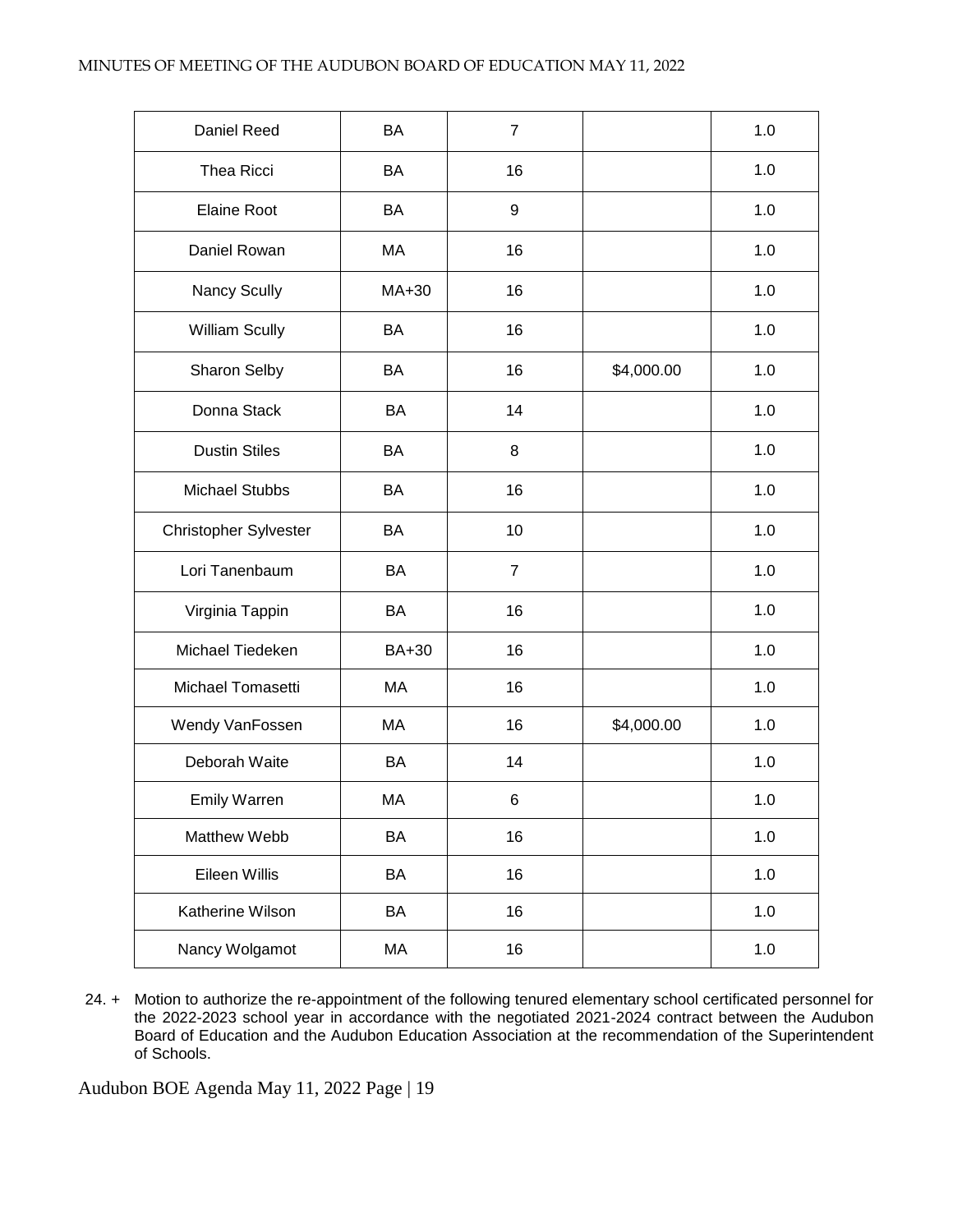| Daniel Reed | BA | 7 | | 1.0 |
|---|---|---|---|---|
| Thea Ricci | BA | 16 | | 1.0 |
| Elaine Root | BA | 9 | | 1.0 |
| Daniel Rowan | MA | 16 | | 1.0 |
| Nancy Scully | MA+30 | 16 | | 1.0 |
| William Scully | BA | 16 | | 1.0 |
| Sharon Selby | BA | 16 | $4,000.00 | 1.0 |
| Donna Stack | BA | 14 | | 1.0 |
| Dustin Stiles | BA | 8 | | 1.0 |
| Michael Stubbs | BA | 16 | | 1.0 |
| Christopher Sylvester | BA | 10 | | 1.0 |
| Lori Tanenbaum | BA | 7 | | 1.0 |
| Virginia Tappin | BA | 16 | | 1.0 |
| Michael Tiedeken | BA+30 | 16 | | 1.0 |
| Michael Tomasetti | MA | 16 | | 1.0 |
| Wendy VanFossen | MA | 16 | $4,000.00 | 1.0 |
| Deborah Waite | BA | 14 | | 1.0 |
| Emily Warren | MA | 6 | | 1.0 |
| Matthew Webb | BA | 16 | | 1.0 |
| Eileen Willis | BA | 16 | | 1.0 |
| Katherine Wilson | BA | 16 | | 1.0 |
| Nancy Wolgamot | MA | 16 | | 1.0 |

24. + Motion to authorize the re-appointment of the following tenured elementary school certificated personnel for the 2022-2023 school year in accordance with the negotiated 2021-2024 contract between the Audubon Board of Education and the Audubon Education Association at the recommendation of the Superintendent of Schools.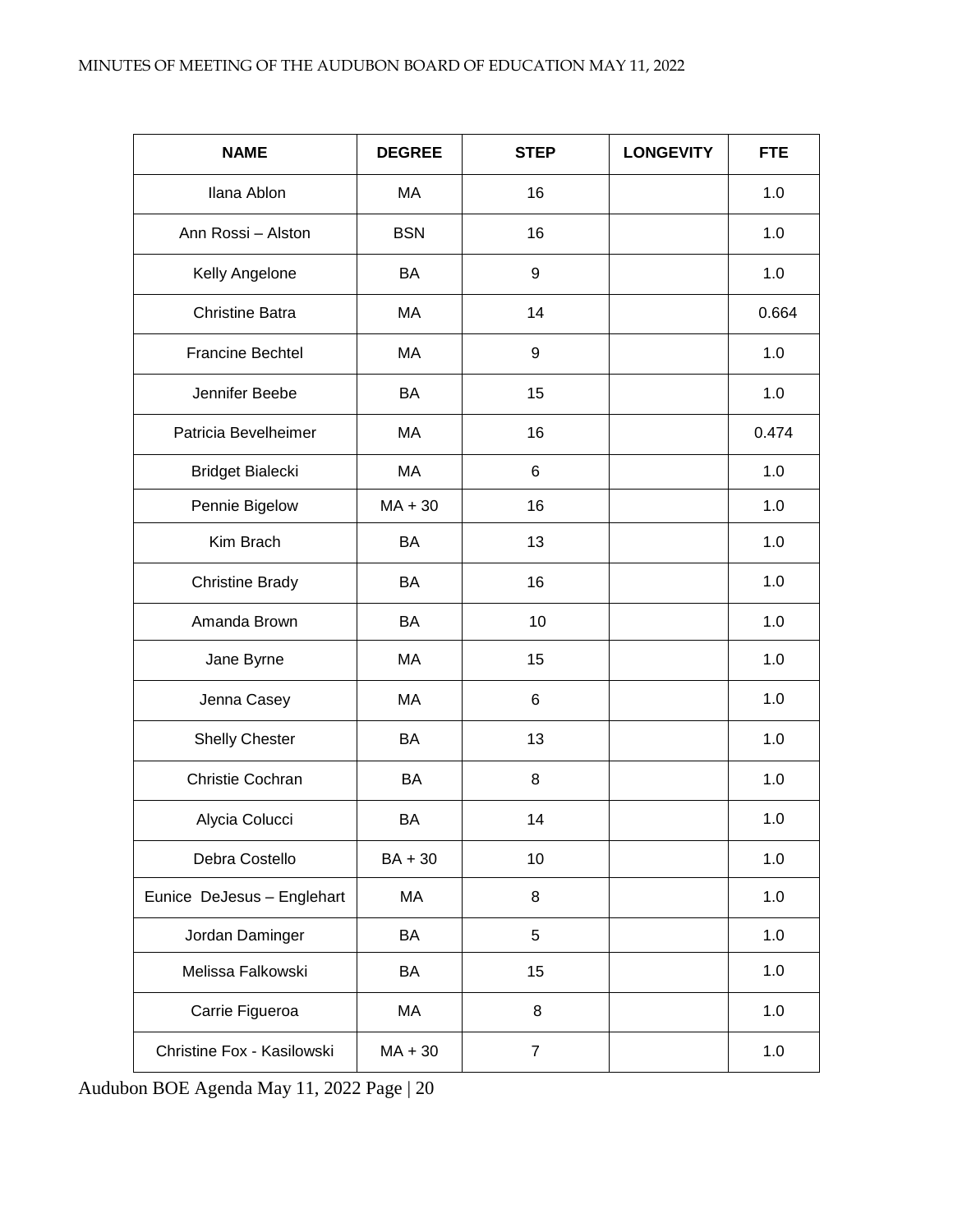| NAME | DEGREE | STEP | LONGEVITY | FTE |
|---|---|---|---|---|
| Ilana Ablon | MA | 16 | | 1.0 |
| Ann Rossi – Alston | BSN | 16 | | 1.0 |
| Kelly Angelone | BA | 9 | | 1.0 |
| Christine Batra | MA | 14 | | 0.664 |
| Francine Bechtel | MA | 9 | | 1.0 |
| Jennifer Beebe | BA | 15 | | 1.0 |
| Patricia Bevelheimer | MA | 16 | | 0.474 |
| Bridget Bialecki | MA | 6 | | 1.0 |
| Pennie Bigelow | MA + 30 | 16 | | 1.0 |
| Kim Brach | BA | 13 | | 1.0 |
| Christine Brady | BA | 16 | | 1.0 |
| Amanda Brown | BA | 10 | | 1.0 |
| Jane Byrne | MA | 15 | | 1.0 |
| Jenna Casey | MA | 6 | | 1.0 |
| Shelly Chester | BA | 13 | | 1.0 |
| Christie Cochran | BA | 8 | | 1.0 |
| Alycia Colucci | BA | 14 | | 1.0 |
| Debra Costello | BA + 30 | 10 | | 1.0 |
| Eunice DeJesus – Englehart | MA | 8 | | 1.0 |
| Jordan Daminger | BA | 5 | | 1.0 |
| Melissa Falkowski | BA | 15 | | 1.0 |
| Carrie Figueroa | MA | 8 | | 1.0 |
| Christine Fox - Kasilowski | MA + 30 | 7 | | 1.0 |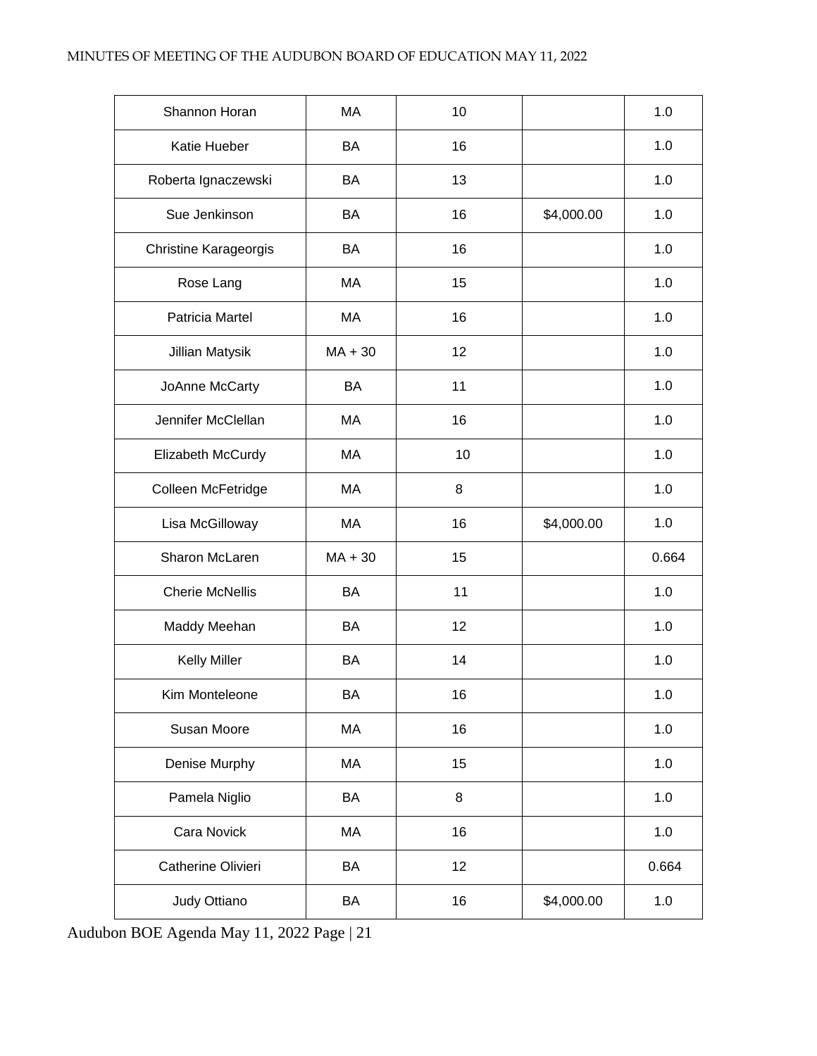| | | | | |
|---|---|---|---|---|
| Shannon Horan | MA | 10 | | 1.0 |
| Katie Hueber | BA | 16 | | 1.0 |
| Roberta Ignaczewski | BA | 13 | | 1.0 |
| Sue Jenkinson | BA | 16 | $4,000.00 | 1.0 |
| Christine Karageorgis | BA | 16 | | 1.0 |
| Rose Lang | MA | 15 | | 1.0 |
| Patricia Martel | MA | 16 | | 1.0 |
| Jillian Matysik | MA + 30 | 12 | | 1.0 |
| JoAnne McCarty | BA | 11 | | 1.0 |
| Jennifer McClellan | MA | 16 | | 1.0 |
| Elizabeth McCurdy | MA | 10 | | 1.0 |
| Colleen McFetridge | MA | 8 | | 1.0 |
| Lisa McGilloway | MA | 16 | $4,000.00 | 1.0 |
| Sharon McLaren | MA + 30 | 15 | | 0.664 |
| Cherie McNellis | BA | 11 | | 1.0 |
| Maddy Meehan | BA | 12 | | 1.0 |
| Kelly Miller | BA | 14 | | 1.0 |
| Kim Monteleone | BA | 16 | | 1.0 |
| Susan Moore | MA | 16 | | 1.0 |
| Denise Murphy | MA | 15 | | 1.0 |
| Pamela Niglio | BA | 8 | | 1.0 |
| Cara Novick | MA | 16 | | 1.0 |
| Catherine Olivieri | BA | 12 | | 0.664 |
| Judy Ottiano | BA | 16 | $4,000.00 | 1.0 |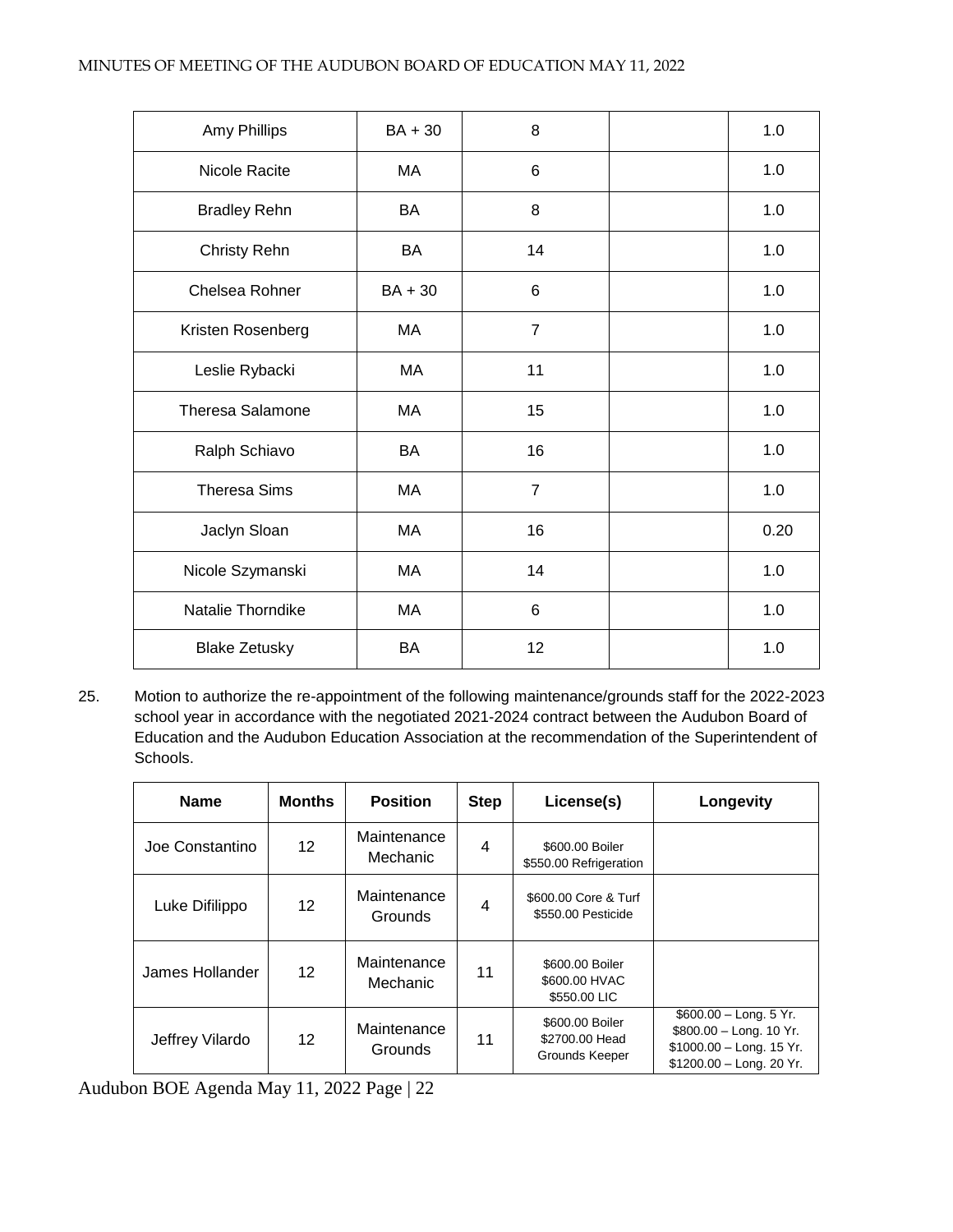| | | | | |
|---|---|---|---|---|
| Amy Phillips | BA + 30 | 8 | | 1.0 |
| Nicole Racite | MA | 6 | | 1.0 |
| Bradley Rehn | BA | 8 | | 1.0 |
| Christy Rehn | BA | 14 | | 1.0 |
| Chelsea Rohner | BA + 30 | 6 | | 1.0 |
| Kristen Rosenberg | MA | 7 | | 1.0 |
| Leslie Rybacki | MA | 11 | | 1.0 |
| Theresa Salamone | MA | 15 | | 1.0 |
| Ralph Schiavo | BA | 16 | | 1.0 |
| Theresa Sims | MA | 7 | | 1.0 |
| Jaclyn Sloan | MA | 16 | | 0.20 |
| Nicole Szymanski | MA | 14 | | 1.0 |
| Natalie Thorndike | MA | 6 | | 1.0 |
| Blake Zetusky | BA | 12 | | 1.0 |

25. Motion to authorize the re-appointment of the following maintenance/grounds staff for the 2022-2023 school year in accordance with the negotiated 2021-2024 contract between the Audubon Board of Education and the Audubon Education Association at the recommendation of the Superintendent of Schools.

| Name | Months | Position | Step | License(s) | Longevity |
|---|---|---|---|---|---|
| Joe Constantino | 12 | Maintenance Mechanic | 4 | $600.00 Boiler<br>$550.00 Refrigeration | |
| Luke Difilippo | 12 | Maintenance Grounds | 4 | $600.00 Core & Turf<br>$550.00 Pesticide | |
| James Hollander | 12 | Maintenance Mechanic | 11 | $600.00 Boiler<br>$600.00 HVAC<br>$550.00 LIC | |
| Jeffrey Vilardo | 12 | Maintenance Grounds | 11 | $600.00 Boiler<br>$2700.00 Head Grounds Keeper | $600.00 – Long. 5 Yr.<br>$800.00 – Long. 10 Yr.<br>$1000.00 – Long. 15 Yr.<br>$1200.00 – Long. 20 Yr. |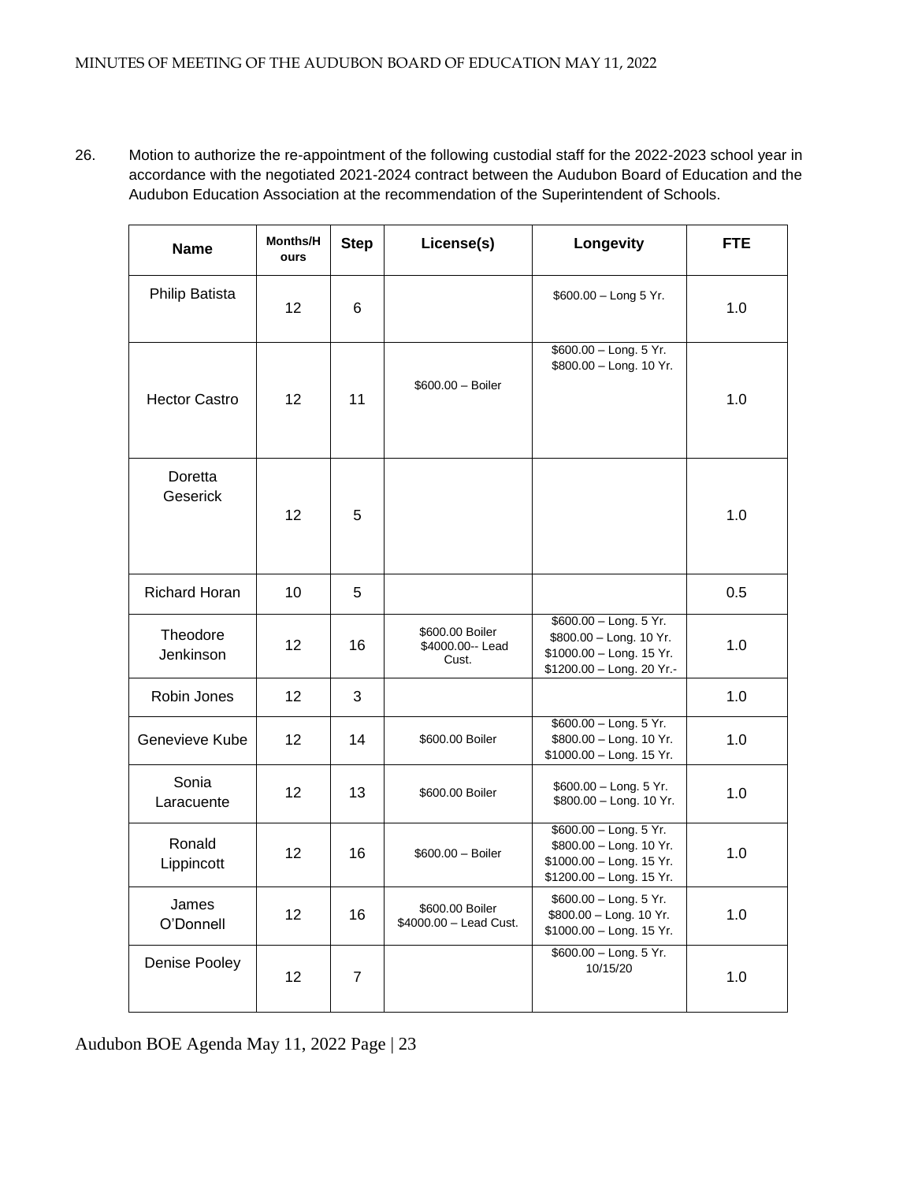26. Motion to authorize the re-appointment of the following custodial staff for the 2022-2023 school year in accordance with the negotiated 2021-2024 contract between the Audubon Board of Education and the Audubon Education Association at the recommendation of the Superintendent of Schools.

| Name | Months/Hours | Step | License(s) | Longevity | FTE |
|---|---|---|---|---|---|
| Philip Batista | 12 | 6 | | $600.00 – Long 5 Yr. | 1.0 |
| Hector Castro | 12 | 11 | $600.00 – Boiler | $600.00 – Long. 5 Yr.<br>$800.00 – Long. 10 Yr. | 1.0 |
| Doretta Geserick | 12 | 5 | | | 1.0 |
| Richard Horan | 10 | 5 | | | 0.5 |
| Theodore Jenkinson | 12 | 16 | $600.00 Boiler<br>$4000.00-- Lead Cust. | $600.00 – Long. 5 Yr.<br>$800.00 – Long. 10 Yr.<br>$1000.00 – Long. 15 Yr.<br>$1200.00 – Long. 20 Yr.- | 1.0 |
| Robin Jones | 12 | 3 | | | 1.0 |
| Genevieve Kube | 12 | 14 | $600.00 Boiler | $600.00 – Long. 5 Yr.<br>$800.00 – Long. 10 Yr.<br>$1000.00 – Long. 15 Yr. | 1.0 |
| Sonia Laracuente | 12 | 13 | $600.00 Boiler | $600.00 – Long. 5 Yr.<br>$800.00 – Long. 10 Yr. | 1.0 |
| Ronald Lippincott | 12 | 16 | $600.00 – Boiler | $600.00 – Long. 5 Yr.<br>$800.00 – Long. 10 Yr.<br>$1000.00 – Long. 15 Yr.<br>$1200.00 – Long. 15 Yr. | 1.0 |
| James O'Donnell | 12 | 16 | $600.00 Boiler<br>$4000.00 – Lead Cust. | $600.00 – Long. 5 Yr.<br>$800.00 – Long. 10 Yr.<br>$1000.00 – Long. 15 Yr. | 1.0 |
| Denise Pooley | 12 | 7 | | $600.00 – Long. 5 Yr.<br>10/15/20 | 1.0 |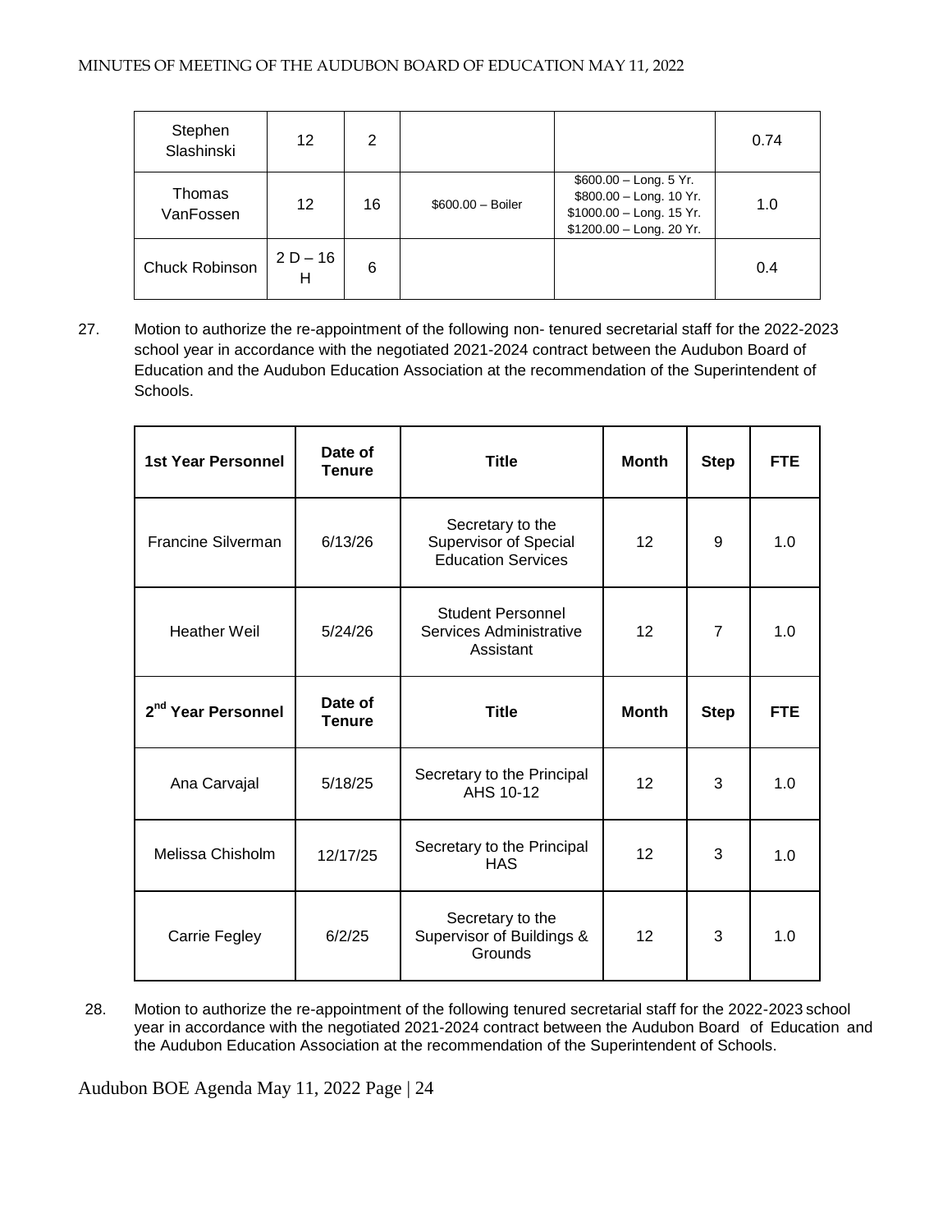| Stephen Slashinski | 12 | 2 | | | 0.74 |
|---|---|---|---|---|---|
| Thomas VanFossen | 12 | 16 | $600.00 – Boiler | $600.00 – Long. 5 Yr.<br>$800.00 – Long. 10 Yr.<br>$1000.00 – Long. 15 Yr.<br>$1200.00 – Long. 20 Yr. | 1.0 |
| Chuck Robinson | 2 D – 16 H | 6 | | | 0.4 |

27. Motion to authorize the re-appointment of the following non- tenured secretarial staff for the 2022-2023 school year in accordance with the negotiated 2021-2024 contract between the Audubon Board of Education and the Audubon Education Association at the recommendation of the Superintendent of Schools.

| 1st Year Personnel | Date of Tenure | Title | Month | Step | FTE |
|---|---|---|---|---|---|
| Francine Silverman | 6/13/26 | Secretary to the Supervisor of Special Education Services | 12 | 9 | 1.0 |
| Heather Weil | 5/24/26 | Student Personnel Services Administrative Assistant | 12 | 7 | 1.0 |
| **2nd Year Personnel** | **Date of Tenure** | **Title** | **Month** | **Step** | **FTE** |
| Ana Carvajal | 5/18/25 | Secretary to the Principal AHS 10-12 | 12 | 3 | 1.0 |
| Melissa Chisholm | 12/17/25 | Secretary to the Principal HAS | 12 | 3 | 1.0 |
| Carrie Fegley | 6/2/25 | Secretary to the Supervisor of Buildings & Grounds | 12 | 3 | 1.0 |

28. Motion to authorize the re-appointment of the following tenured secretarial staff for the 2022-2023 school year in accordance with the negotiated 2021-2024 contract between the Audubon Board of Education and the Audubon Education Association at the recommendation of the Superintendent of Schools.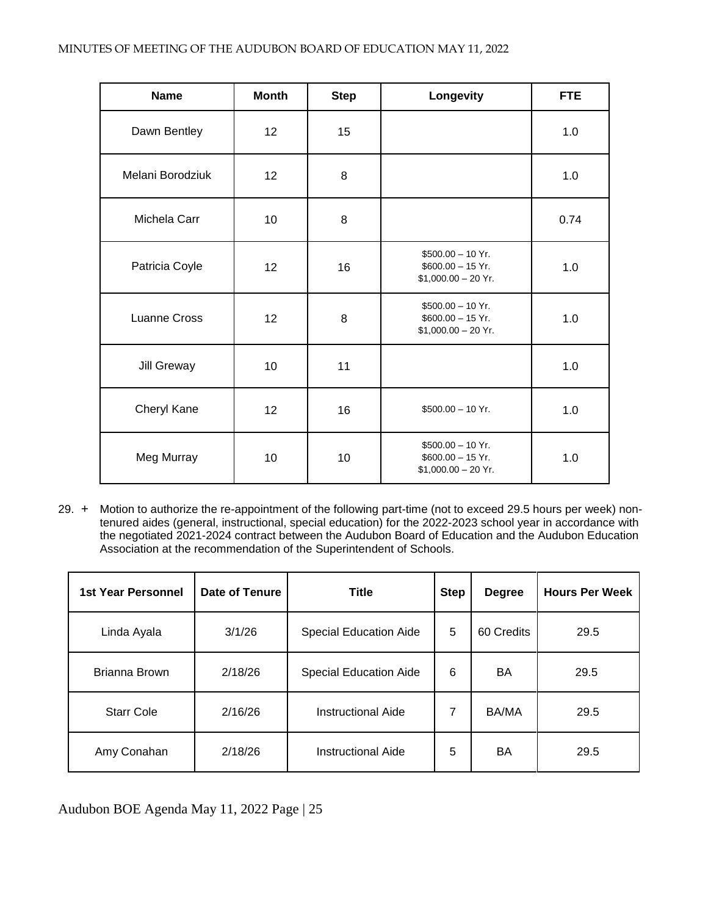| Name | Month | Step | Longevity | FTE |
|---|---|---|---|---|
| Dawn Bentley | 12 | 15 | | 1.0 |
| Melani Borodziuk | 12 | 8 | | 1.0 |
| Michela Carr | 10 | 8 | | 0.74 |
| Patricia Coyle | 12 | 16 | $500.00 – 10 Yr.<br>$600.00 – 15 Yr.<br>$1,000.00 – 20 Yr. | 1.0 |
| Luanne Cross | 12 | 8 | $500.00 – 10 Yr.<br>$600.00 – 15 Yr.<br>$1,000.00 – 20 Yr. | 1.0 |
| Jill Greway | 10 | 11 | | 1.0 |
| Cheryl Kane | 12 | 16 | $500.00 – 10 Yr. | 1.0 |
| Meg Murray | 10 | 10 | $500.00 – 10 Yr.<br>$600.00 – 15 Yr.<br>$1,000.00 – 20 Yr. | 1.0 |

29. + Motion to authorize the re-appointment of the following part-time (not to exceed 29.5 hours per week) non-tenured aides (general, instructional, special education) for the 2022-2023 school year in accordance with the negotiated 2021-2024 contract between the Audubon Board of Education and the Audubon Education Association at the recommendation of the Superintendent of Schools.

| 1st Year Personnel | Date of Tenure | Title | Step | Degree | Hours Per Week |
|---|---|---|---|---|---|
| Linda Ayala | 3/1/26 | Special Education Aide | 5 | 60 Credits | 29.5 |
| Brianna Brown | 2/18/26 | Special Education Aide | 6 | BA | 29.5 |
| Starr Cole | 2/16/26 | Instructional Aide | 7 | BA/MA | 29.5 |
| Amy Conahan | 2/18/26 | Instructional Aide | 5 | BA | 29.5 |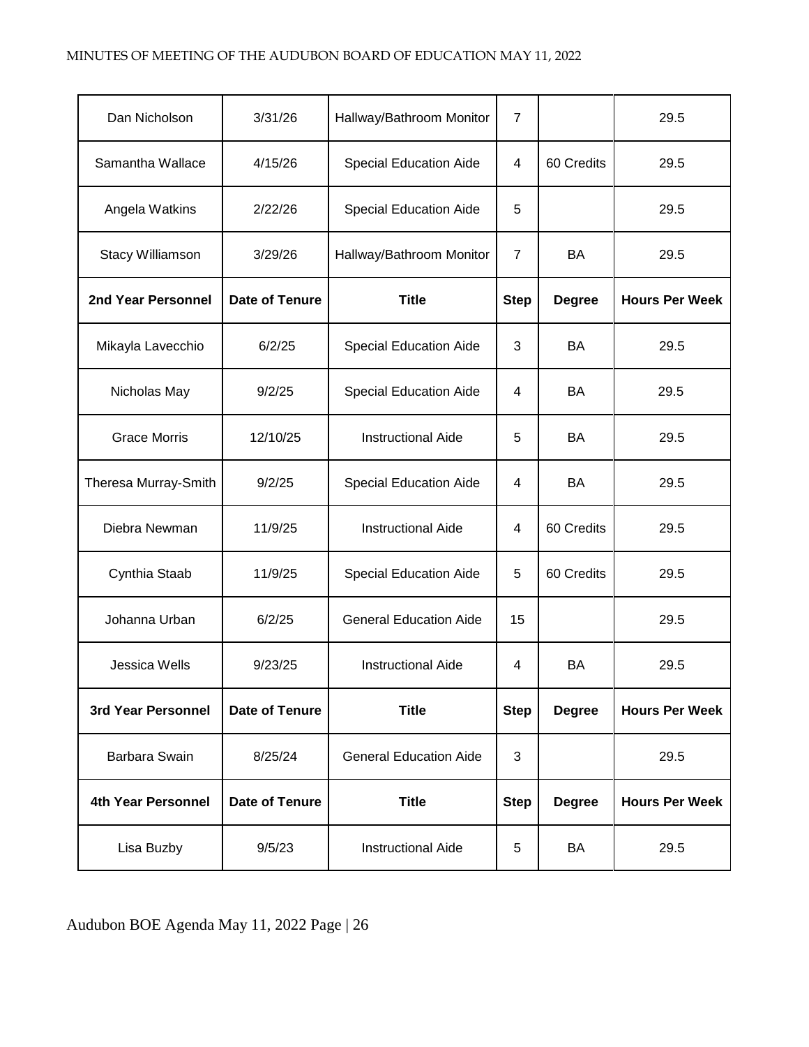| | | | | | |
|---|---|---|---|---|---|
| Dan Nicholson | 3/31/26 | Hallway/Bathroom Monitor | 7 | | 29.5 |
| Samantha Wallace | 4/15/26 | Special Education Aide | 4 | 60 Credits | 29.5 |
| Angela Watkins | 2/22/26 | Special Education Aide | 5 | | 29.5 |
| Stacy Williamson | 3/29/26 | Hallway/Bathroom Monitor | 7 | BA | 29.5 |
| **2nd Year Personnel** | **Date of Tenure** | **Title** | **Step** | **Degree** | **Hours Per Week** |
| Mikayla Lavecchio | 6/2/25 | Special Education Aide | 3 | BA | 29.5 |
| Nicholas May | 9/2/25 | Special Education Aide | 4 | BA | 29.5 |
| Grace Morris | 12/10/25 | Instructional Aide | 5 | BA | 29.5 |
| Theresa Murray-Smith | 9/2/25 | Special Education Aide | 4 | BA | 29.5 |
| Diebra Newman | 11/9/25 | Instructional Aide | 4 | 60 Credits | 29.5 |
| Cynthia Staab | 11/9/25 | Special Education Aide | 5 | 60 Credits | 29.5 |
| Johanna Urban | 6/2/25 | General Education Aide | 15 | | 29.5 |
| Jessica Wells | 9/23/25 | Instructional Aide | 4 | BA | 29.5 |
| **3rd Year Personnel** | **Date of Tenure** | **Title** | **Step** | **Degree** | **Hours Per Week** |
| Barbara Swain | 8/25/24 | General Education Aide | 3 | | 29.5 |
| **4th Year Personnel** | **Date of Tenure** | **Title** | **Step** | **Degree** | **Hours Per Week** |
| Lisa Buzby | 9/5/23 | Instructional Aide | 5 | BA | 29.5 |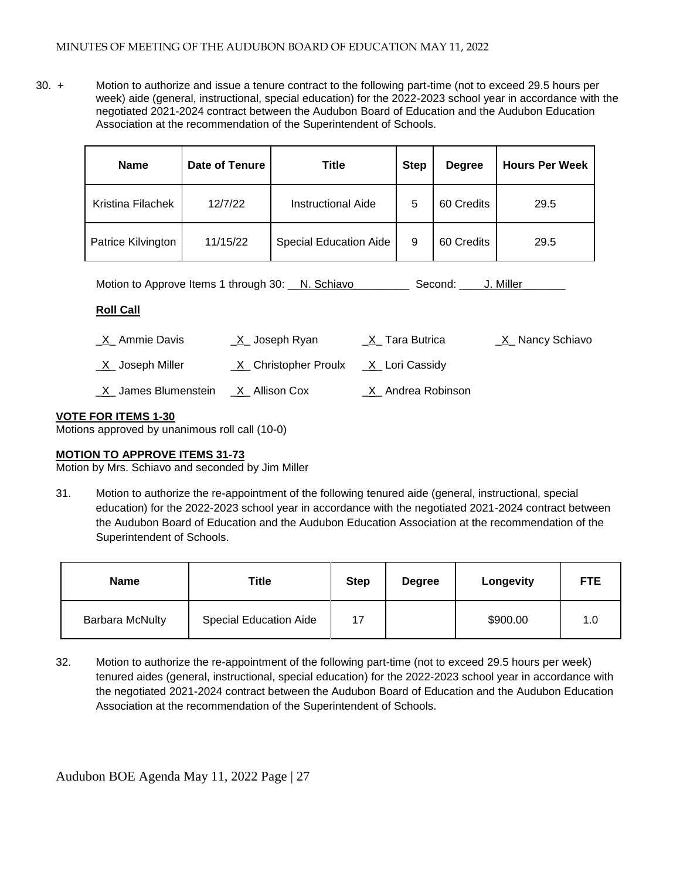30. + Motion to authorize and issue a tenure contract to the following part-time (not to exceed 29.5 hours per week) aide (general, instructional, special education) for the 2022-2023 school year in accordance with the negotiated 2021-2024 contract between the Audubon Board of Education and the Audubon Education Association at the recommendation of the Superintendent of Schools.

| Name | Date of Tenure | Title | Step | Degree | Hours Per Week |
|---|---|---|---|---|---|
| Kristina Filachek | 12/7/22 | Instructional Aide | 5 | 60 Credits | 29.5 |
| Patrice Kilvington | 11/15/22 | Special Education Aide | 9 | 60 Credits | 29.5 |

Motion to Approve Items 1 through 30: __N. Schiavo_________ Second: ____J. Miller_______

**Roll Call**

_X_ Ammie Davis _X_ Joseph Ryan _X_ Tara Butrica _X_ Nancy Schiavo

_X_ Joseph Miller _X_ Christopher Proulx _X_ Lori Cassidy

_X_ James Blumenstein _X_ Allison Cox _X_ Andrea Robinson

**VOTE FOR ITEMS 1-30**

Motions approved by unanimous roll call (10-0)

**MOTION TO APPROVE ITEMS 31-73**

Motion by Mrs. Schiavo and seconded by Jim Miller

31. Motion to authorize the re-appointment of the following tenured aide (general, instructional, special education) for the 2022-2023 school year in accordance with the negotiated 2021-2024 contract between the Audubon Board of Education and the Audubon Education Association at the recommendation of the Superintendent of Schools.

| Name | Title | Step | Degree | Longevity | FTE |
|---|---|---|---|---|---|
| Barbara McNulty | Special Education Aide | 17 | | $900.00 | 1.0 |

32. Motion to authorize the re-appointment of the following part-time (not to exceed 29.5 hours per week) tenured aides (general, instructional, special education) for the 2022-2023 school year in accordance with the negotiated 2021-2024 contract between the Audubon Board of Education and the Audubon Education Association at the recommendation of the Superintendent of Schools.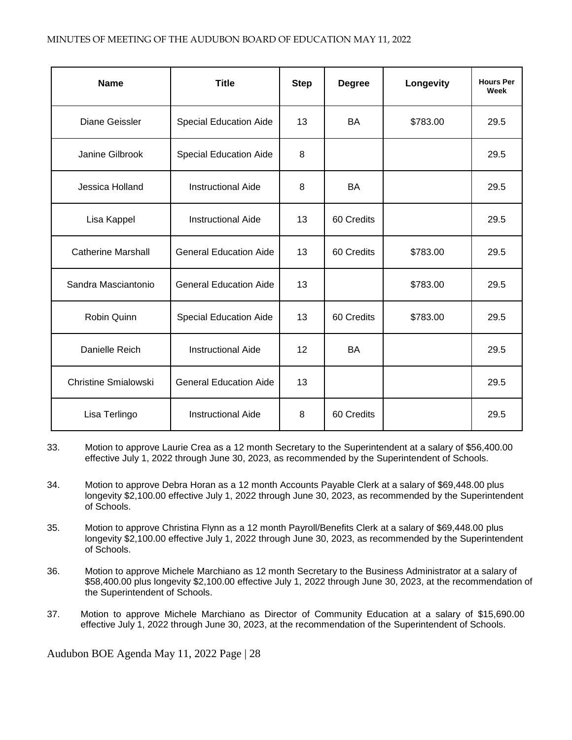| Name | Title | Step | Degree | Longevity | Hours Per Week |
|---|---|---|---|---|---|
| Diane Geissler | Special Education Aide | 13 | BA | $783.00 | 29.5 |
| Janine Gilbrook | Special Education Aide | 8 | | | 29.5 |
| Jessica Holland | Instructional Aide | 8 | BA | | 29.5 |
| Lisa Kappel | Instructional Aide | 13 | 60 Credits | | 29.5 |
| Catherine Marshall | General Education Aide | 13 | 60 Credits | $783.00 | 29.5 |
| Sandra Masciantonio | General Education Aide | 13 | | $783.00 | 29.5 |
| Robin Quinn | Special Education Aide | 13 | 60 Credits | $783.00 | 29.5 |
| Danielle Reich | Instructional Aide | 12 | BA | | 29.5 |
| Christine Smialowski | General Education Aide | 13 | | | 29.5 |
| Lisa Terlingo | Instructional Aide | 8 | 60 Credits | | 29.5 |

33. Motion to approve Laurie Crea as a 12 month Secretary to the Superintendent at a salary of $56,400.00 effective July 1, 2022 through June 30, 2023, as recommended by the Superintendent of Schools.

34. Motion to approve Debra Horan as a 12 month Accounts Payable Clerk at a salary of $69,448.00 plus longevity $2,100.00 effective July 1, 2022 through June 30, 2023, as recommended by the Superintendent of Schools.

35. Motion to approve Christina Flynn as a 12 month Payroll/Benefits Clerk at a salary of $69,448.00 plus longevity $2,100.00 effective July 1, 2022 through June 30, 2023, as recommended by the Superintendent of Schools.

36. Motion to approve Michele Marchiano as 12 month Secretary to the Business Administrator at a salary of $58,400.00 plus longevity $2,100.00 effective July 1, 2022 through June 30, 2023, at the recommendation of the Superintendent of Schools.

37. Motion to approve Michele Marchiano as Director of Community Education at a salary of $15,690.00 effective July 1, 2022 through June 30, 2023, at the recommendation of the Superintendent of Schools.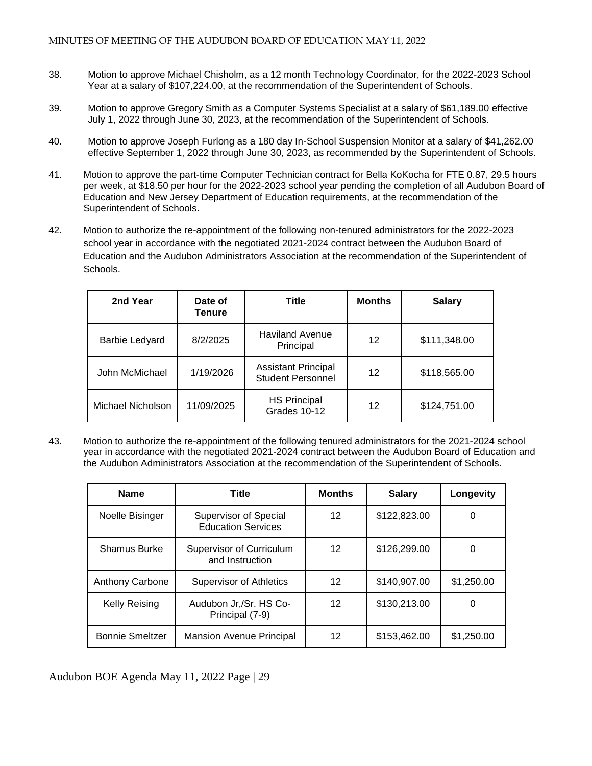38. Motion to approve Michael Chisholm, as a 12 month Technology Coordinator, for the 2022-2023 School Year at a salary of $107,224.00, at the recommendation of the Superintendent of Schools.

39. Motion to approve Gregory Smith as a Computer Systems Specialist at a salary of $61,189.00 effective July 1, 2022 through June 30, 2023, at the recommendation of the Superintendent of Schools.

40. Motion to approve Joseph Furlong as a 180 day In-School Suspension Monitor at a salary of $41,262.00 effective September 1, 2022 through June 30, 2023, as recommended by the Superintendent of Schools.

41. Motion to approve the part-time Computer Technician contract for Bella KoKocha for FTE 0.87, 29.5 hours per week, at $18.50 per hour for the 2022-2023 school year pending the completion of all Audubon Board of Education and New Jersey Department of Education requirements, at the recommendation of the Superintendent of Schools.

42. Motion to authorize the re-appointment of the following non-tenured administrators for the 2022-2023 school year in accordance with the negotiated 2021-2024 contract between the Audubon Board of Education and the Audubon Administrators Association at the recommendation of the Superintendent of Schools.

| 2nd Year | Date of Tenure | Title | Months | Salary |
|---|---|---|---|---|
| Barbie Ledyard | 8/2/2025 | Haviland Avenue Principal | 12 | $111,348.00 |
| John McMichael | 1/19/2026 | Assistant Principal Student Personnel | 12 | $118,565.00 |
| Michael Nicholson | 11/09/2025 | HS Principal Grades 10-12 | 12 | $124,751.00 |

43. Motion to authorize the re-appointment of the following tenured administrators for the 2021-2024 school year in accordance with the negotiated 2021-2024 contract between the Audubon Board of Education and the Audubon Administrators Association at the recommendation of the Superintendent of Schools.

| Name | Title | Months | Salary | Longevity |
|---|---|---|---|---|
| Noelle Bisinger | Supervisor of Special Education Services | 12 | $122,823.00 | 0 |
| Shamus Burke | Supervisor of Curriculum and Instruction | 12 | $126,299.00 | 0 |
| Anthony Carbone | Supervisor of Athletics | 12 | $140,907.00 | $1,250.00 |
| Kelly Reising | Audubon Jr,/Sr. HS Co-Principal (7-9) | 12 | $130,213.00 | 0 |
| Bonnie Smeltzer | Mansion Avenue Principal | 12 | $153,462.00 | $1,250.00 |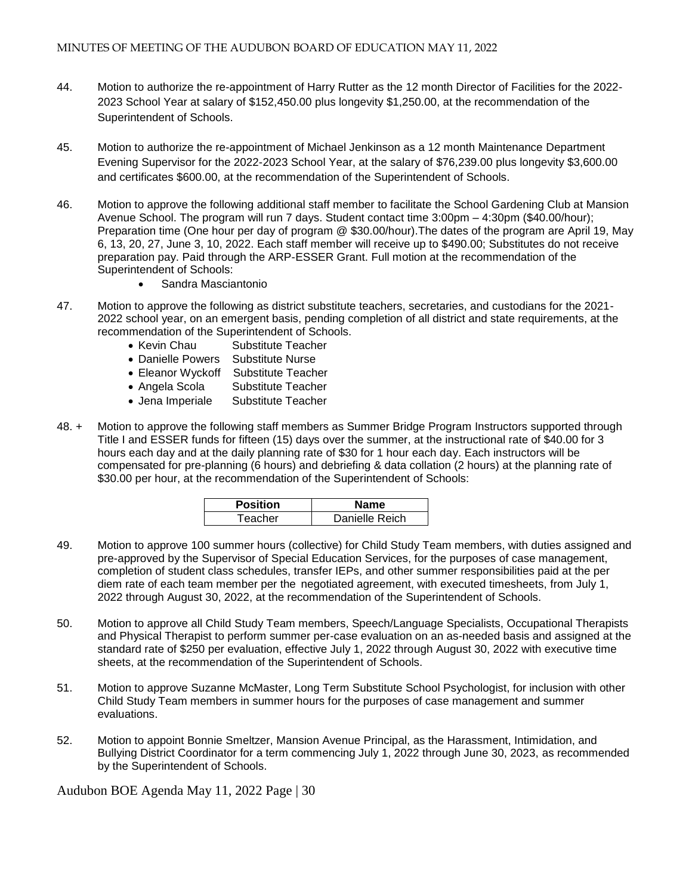44. Motion to authorize the re-appointment of Harry Rutter as the 12 month Director of Facilities for the 2022-2023 School Year at salary of $152,450.00 plus longevity $1,250.00, at the recommendation of the Superintendent of Schools.

45. Motion to authorize the re-appointment of Michael Jenkinson as a 12 month Maintenance Department Evening Supervisor for the 2022-2023 School Year, at the salary of $76,239.00 plus longevity $3,600.00 and certificates $600.00, at the recommendation of the Superintendent of Schools.

46. Motion to approve the following additional staff member to facilitate the School Gardening Club at Mansion Avenue School. The program will run 7 days. Student contact time 3:00pm – 4:30pm ($40.00/hour); Preparation time (One hour per day of program @ $30.00/hour).The dates of the program are April 19, May 6, 13, 20, 27, June 3, 10, 2022. Each staff member will receive up to $490.00; Substitutes do not receive preparation pay. Paid through the ARP-ESSER Grant. Full motion at the recommendation of the Superintendent of Schools:
    - Sandra Masciantonio

47. Motion to approve the following as district substitute teachers, secretaries, and custodians for the 2021-2022 school year, on an emergent basis, pending completion of all district and state requirements, at the recommendation of the Superintendent of Schools.
    - Kevin Chau Substitute Teacher
    - Danielle Powers Substitute Nurse
    - Eleanor Wyckoff Substitute Teacher
    - Angela Scola Substitute Teacher
    - Jena Imperiale Substitute Teacher

48. + Motion to approve the following staff members as Summer Bridge Program Instructors supported through Title I and ESSER funds for fifteen (15) days over the summer, at the instructional rate of $40.00 for 3 hours each day and at the daily planning rate of $30 for 1 hour each day. Each instructors will be compensated for pre-planning (6 hours) and debriefing & data collation (2 hours) at the planning rate of $30.00 per hour, at the recommendation of the Superintendent of Schools:

| Position | Name |
|---|---|
| Teacher | Danielle Reich |

49. Motion to approve 100 summer hours (collective) for Child Study Team members, with duties assigned and pre-approved by the Supervisor of Special Education Services, for the purposes of case management, completion of student class schedules, transfer IEPs, and other summer responsibilities paid at the per diem rate of each team member per the negotiated agreement, with executed timesheets, from July 1, 2022 through August 30, 2022, at the recommendation of the Superintendent of Schools.

50. Motion to approve all Child Study Team members, Speech/Language Specialists, Occupational Therapists and Physical Therapist to perform summer per-case evaluation on an as-needed basis and assigned at the standard rate of $250 per evaluation, effective July 1, 2022 through August 30, 2022 with executive time sheets, at the recommendation of the Superintendent of Schools.

51. Motion to approve Suzanne McMaster, Long Term Substitute School Psychologist, for inclusion with other Child Study Team members in summer hours for the purposes of case management and summer evaluations.

52. Motion to appoint Bonnie Smeltzer, Mansion Avenue Principal, as the Harassment, Intimidation, and Bullying District Coordinator for a term commencing July 1, 2022 through June 30, 2023, as recommended by the Superintendent of Schools.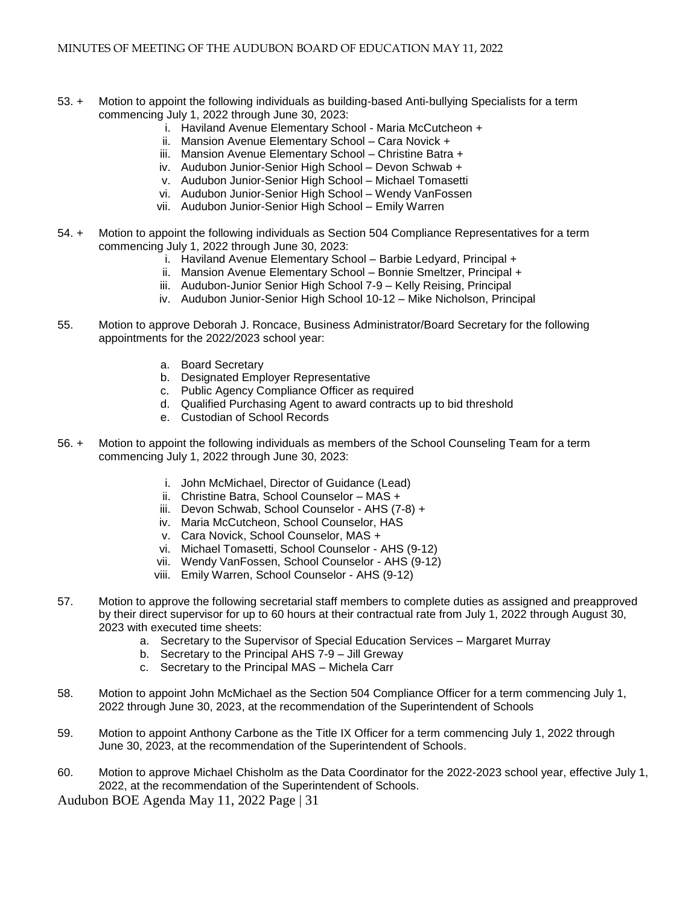53. + Motion to appoint the following individuals as building-based Anti-bullying Specialists for a term commencing July 1, 2022 through June 30, 2023:
    - i. Haviland Avenue Elementary School - Maria McCutcheon +
    - ii. Mansion Avenue Elementary School – Cara Novick +
    - iii. Mansion Avenue Elementary School – Christine Batra +
    - iv. Audubon Junior-Senior High School – Devon Schwab +
    - v. Audubon Junior-Senior High School – Michael Tomasetti
    - vi. Audubon Junior-Senior High School – Wendy VanFossen
    - vii. Audubon Junior-Senior High School – Emily Warren

54. + Motion to appoint the following individuals as Section 504 Compliance Representatives for a term commencing July 1, 2022 through June 30, 2023:
    - i. Haviland Avenue Elementary School – Barbie Ledyard, Principal +
    - ii. Mansion Avenue Elementary School – Bonnie Smeltzer, Principal +
    - iii. Audubon-Junior Senior High School 7-9 – Kelly Reising, Principal
    - iv. Audubon Junior-Senior High School 10-12 – Mike Nicholson, Principal

55. Motion to approve Deborah J. Roncace, Business Administrator/Board Secretary for the following appointments for the 2022/2023 school year:
    - a. Board Secretary
    - b. Designated Employer Representative
    - c. Public Agency Compliance Officer as required
    - d. Qualified Purchasing Agent to award contracts up to bid threshold
    - e. Custodian of School Records

56. + Motion to appoint the following individuals as members of the School Counseling Team for a term commencing July 1, 2022 through June 30, 2023:
    - i. John McMichael, Director of Guidance (Lead)
    - ii. Christine Batra, School Counselor – MAS +
    - iii. Devon Schwab, School Counselor - AHS (7-8) +
    - iv. Maria McCutcheon, School Counselor, HAS
    - v. Cara Novick, School Counselor, MAS +
    - vi. Michael Tomasetti, School Counselor - AHS (9-12)
    - vii. Wendy VanFossen, School Counselor - AHS (9-12)
    - viii. Emily Warren, School Counselor - AHS (9-12)

57. Motion to approve the following secretarial staff members to complete duties as assigned and preapproved by their direct supervisor for up to 60 hours at their contractual rate from July 1, 2022 through August 30, 2023 with executed time sheets:
    - a. Secretary to the Supervisor of Special Education Services – Margaret Murray
    - b. Secretary to the Principal AHS 7-9 – Jill Greway
    - c. Secretary to the Principal MAS – Michela Carr

58. Motion to appoint John McMichael as the Section 504 Compliance Officer for a term commencing July 1, 2022 through June 30, 2023, at the recommendation of the Superintendent of Schools

59. Motion to appoint Anthony Carbone as the Title IX Officer for a term commencing July 1, 2022 through June 30, 2023, at the recommendation of the Superintendent of Schools.

60. Motion to approve Michael Chisholm as the Data Coordinator for the 2022-2023 school year, effective July 1, 2022, at the recommendation of the Superintendent of Schools.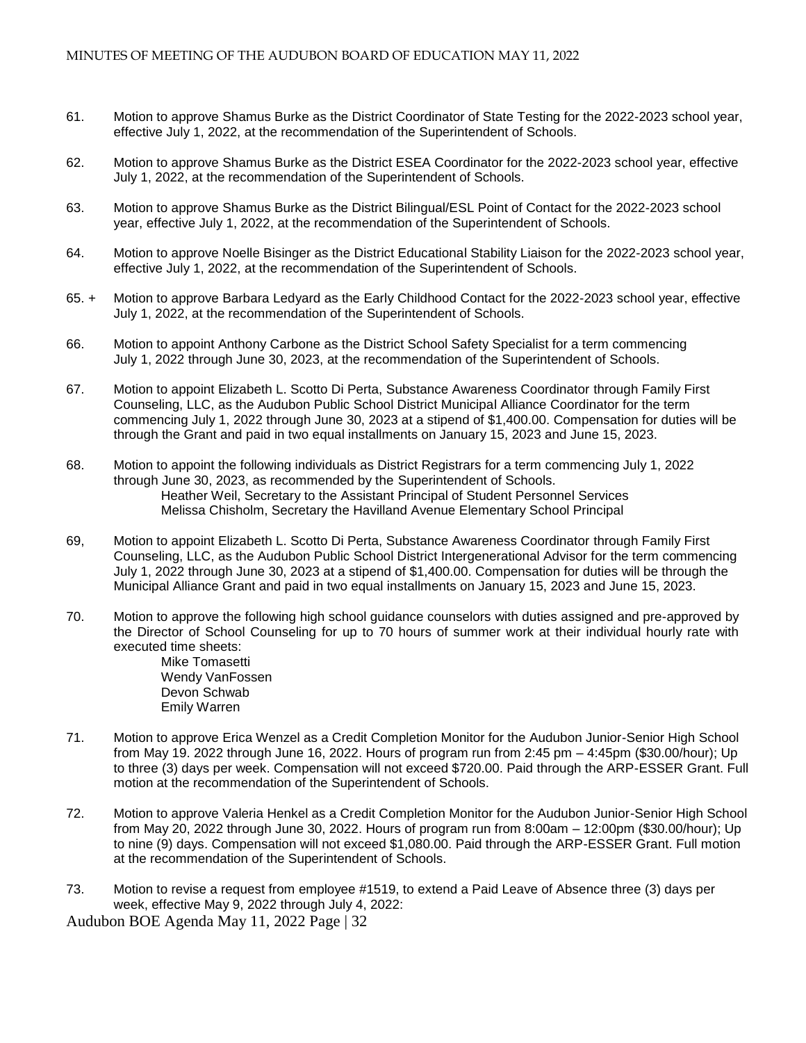61. Motion to approve Shamus Burke as the District Coordinator of State Testing for the 2022-2023 school year, effective July 1, 2022, at the recommendation of the Superintendent of Schools.

62. Motion to approve Shamus Burke as the District ESEA Coordinator for the 2022-2023 school year, effective July 1, 2022, at the recommendation of the Superintendent of Schools.

63. Motion to approve Shamus Burke as the District Bilingual/ESL Point of Contact for the 2022-2023 school year, effective July 1, 2022, at the recommendation of the Superintendent of Schools.

64. Motion to approve Noelle Bisinger as the District Educational Stability Liaison for the 2022-2023 school year, effective July 1, 2022, at the recommendation of the Superintendent of Schools.

65. + Motion to approve Barbara Ledyard as the Early Childhood Contact for the 2022-2023 school year, effective July 1, 2022, at the recommendation of the Superintendent of Schools.

66. Motion to appoint Anthony Carbone as the District School Safety Specialist for a term commencing July 1, 2022 through June 30, 2023, at the recommendation of the Superintendent of Schools.

67. Motion to appoint Elizabeth L. Scotto Di Perta, Substance Awareness Coordinator through Family First Counseling, LLC, as the Audubon Public School District Municipal Alliance Coordinator for the term commencing July 1, 2022 through June 30, 2023 at a stipend of $1,400.00. Compensation for duties will be through the Grant and paid in two equal installments on January 15, 2023 and June 15, 2023.

68. Motion to appoint the following individuals as District Registrars for a term commencing July 1, 2022 through June 30, 2023, as recommended by the Superintendent of Schools.
    - Heather Weil, Secretary to the Assistant Principal of Student Personnel Services
    - Melissa Chisholm, Secretary the Havilland Avenue Elementary School Principal

69, Motion to appoint Elizabeth L. Scotto Di Perta, Substance Awareness Coordinator through Family First Counseling, LLC, as the Audubon Public School District Intergenerational Advisor for the term commencing July 1, 2022 through June 30, 2023 at a stipend of $1,400.00. Compensation for duties will be through the Municipal Alliance Grant and paid in two equal installments on January 15, 2023 and June 15, 2023.

70. Motion to approve the following high school guidance counselors with duties assigned and pre-approved by the Director of School Counseling for up to 70 hours of summer work at their individual hourly rate with executed time sheets:
    - Mike Tomasetti
    - Wendy VanFossen
    - Devon Schwab
    - Emily Warren

71. Motion to approve Erica Wenzel as a Credit Completion Monitor for the Audubon Junior-Senior High School from May 19. 2022 through June 16, 2022. Hours of program run from 2:45 pm – 4:45pm ($30.00/hour); Up to three (3) days per week. Compensation will not exceed $720.00. Paid through the ARP-ESSER Grant. Full motion at the recommendation of the Superintendent of Schools.

72. Motion to approve Valeria Henkel as a Credit Completion Monitor for the Audubon Junior-Senior High School from May 20, 2022 through June 30, 2022. Hours of program run from 8:00am – 12:00pm ($30.00/hour); Up to nine (9) days. Compensation will not exceed $1,080.00. Paid through the ARP-ESSER Grant. Full motion at the recommendation of the Superintendent of Schools.

73. Motion to revise a request from employee #1519, to extend a Paid Leave of Absence three (3) days per week, effective May 9, 2022 through July 4, 2022: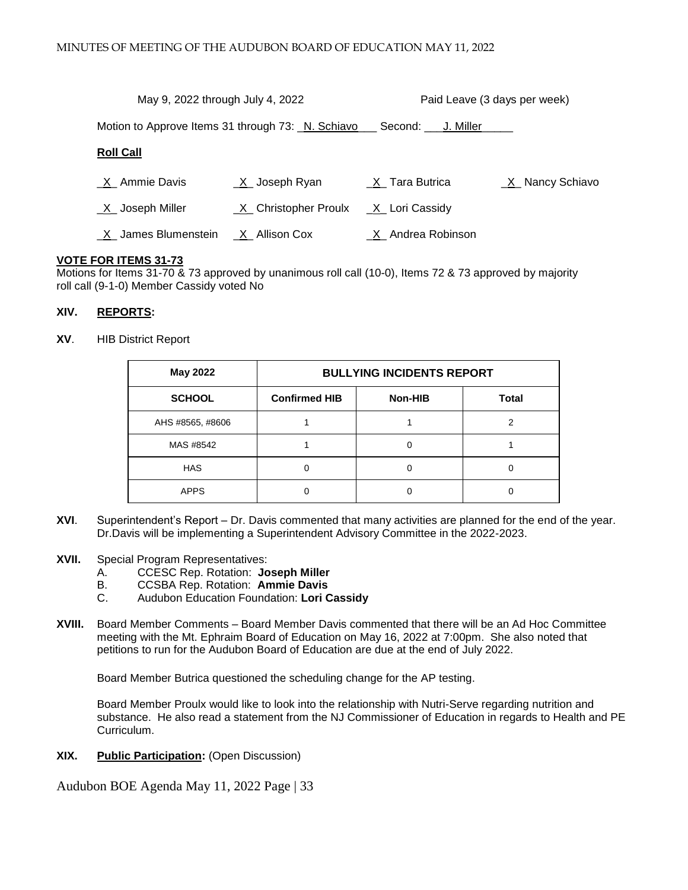May 9, 2022 through July 4, 2022 Paid Leave (3 days per week)

Motion to Approve Items 31 through 73: N. Schiavo Second: J. Miller

**Roll Call**

_X_ Ammie Davis _X_ Joseph Ryan _X_ Tara Butrica _X_ Nancy Schiavo

_X_ Joseph Miller _X_ Christopher Proulx _X_ Lori Cassidy

_X_ James Blumenstein _X_ Allison Cox _X_ Andrea Robinson

**VOTE FOR ITEMS 31-73**

Motions for Items 31-70 & 73 approved by unanimous roll call (10-0), Items 72 & 73 approved by majority roll call (9-1-0) Member Cassidy voted No

**XIV. REPORTS:**

**XV**. HIB District Report

| May 2022 | BULLYING INCIDENTS REPORT | | |
|---|---|---|---|
| SCHOOL | Confirmed HIB | Non-HIB | Total |
| AHS #8565, #8606 | 1 | 1 | 2 |
| MAS #8542 | 1 | 0 | 1 |
| HAS | 0 | 0 | 0 |
| APPS | 0 | 0 | 0 |

**XVI**. Superintendent's Report – Dr. Davis commented that many activities are planned for the end of the year. Dr.Davis will be implementing a Superintendent Advisory Committee in the 2022-2023.

**XVII.** Special Program Representatives:

A. CCESC Rep. Rotation: **Joseph Miller**
B. CCSBA Rep. Rotation: **Ammie Davis**
C. Audubon Education Foundation: **Lori Cassidy**

**XVIII.** Board Member Comments – Board Member Davis commented that there will be an Ad Hoc Committee meeting with the Mt. Ephraim Board of Education on May 16, 2022 at 7:00pm. She also noted that petitions to run for the Audubon Board of Education are due at the end of July 2022.

Board Member Butrica questioned the scheduling change for the AP testing.

Board Member Proulx would like to look into the relationship with Nutri-Serve regarding nutrition and substance. He also read a statement from the NJ Commissioner of Education in regards to Health and PE Curriculum.

**XIX. Public Participation:** (Open Discussion)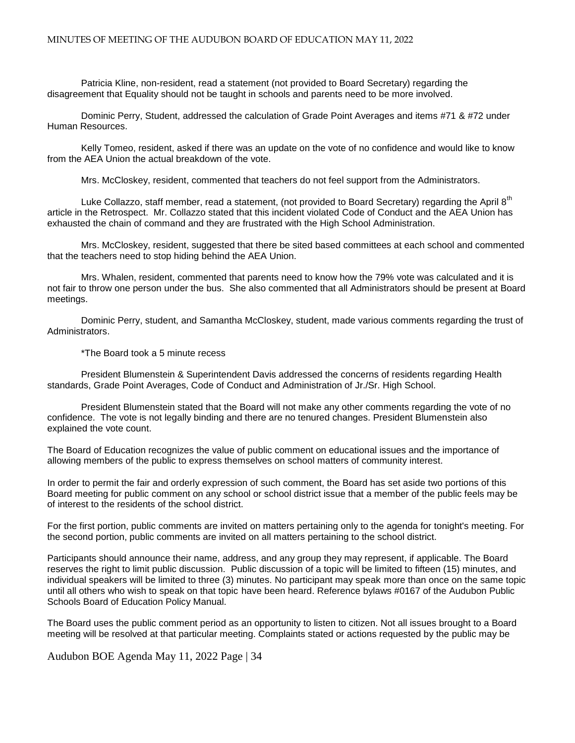Patricia Kline, non-resident, read a statement (not provided to Board Secretary) regarding the disagreement that Equality should not be taught in schools and parents need to be more involved.

Dominic Perry, Student, addressed the calculation of Grade Point Averages and items #71 & #72 under Human Resources.

Kelly Tomeo, resident, asked if there was an update on the vote of no confidence and would like to know from the AEA Union the actual breakdown of the vote.

Mrs. McCloskey, resident, commented that teachers do not feel support from the Administrators.

Luke Collazzo, staff member, read a statement, (not provided to Board Secretary) regarding the April 8th article in the Retrospect. Mr. Collazzo stated that this incident violated Code of Conduct and the AEA Union has exhausted the chain of command and they are frustrated with the High School Administration.

Mrs. McCloskey, resident, suggested that there be sited based committees at each school and commented that the teachers need to stop hiding behind the AEA Union.

Mrs. Whalen, resident, commented that parents need to know how the 79% vote was calculated and it is not fair to throw one person under the bus. She also commented that all Administrators should be present at Board meetings.

Dominic Perry, student, and Samantha McCloskey, student, made various comments regarding the trust of Administrators.

*The Board took a 5 minute recess

President Blumenstein & Superintendent Davis addressed the concerns of residents regarding Health standards, Grade Point Averages, Code of Conduct and Administration of Jr./Sr. High School.

President Blumenstein stated that the Board will not make any other comments regarding the vote of no confidence. The vote is not legally binding and there are no tenured changes. President Blumenstein also explained the vote count.

The Board of Education recognizes the value of public comment on educational issues and the importance of allowing members of the public to express themselves on school matters of community interest.

In order to permit the fair and orderly expression of such comment, the Board has set aside two portions of this Board meeting for public comment on any school or school district issue that a member of the public feels may be of interest to the residents of the school district.

For the first portion, public comments are invited on matters pertaining only to the agenda for tonight's meeting. For the second portion, public comments are invited on all matters pertaining to the school district.

Participants should announce their name, address, and any group they may represent, if applicable. The Board reserves the right to limit public discussion. Public discussion of a topic will be limited to fifteen (15) minutes, and individual speakers will be limited to three (3) minutes. No participant may speak more than once on the same topic until all others who wish to speak on that topic have been heard. Reference bylaws #0167 of the Audubon Public Schools Board of Education Policy Manual.

The Board uses the public comment period as an opportunity to listen to citizen. Not all issues brought to a Board meeting will be resolved at that particular meeting. Complaints stated or actions requested by the public may be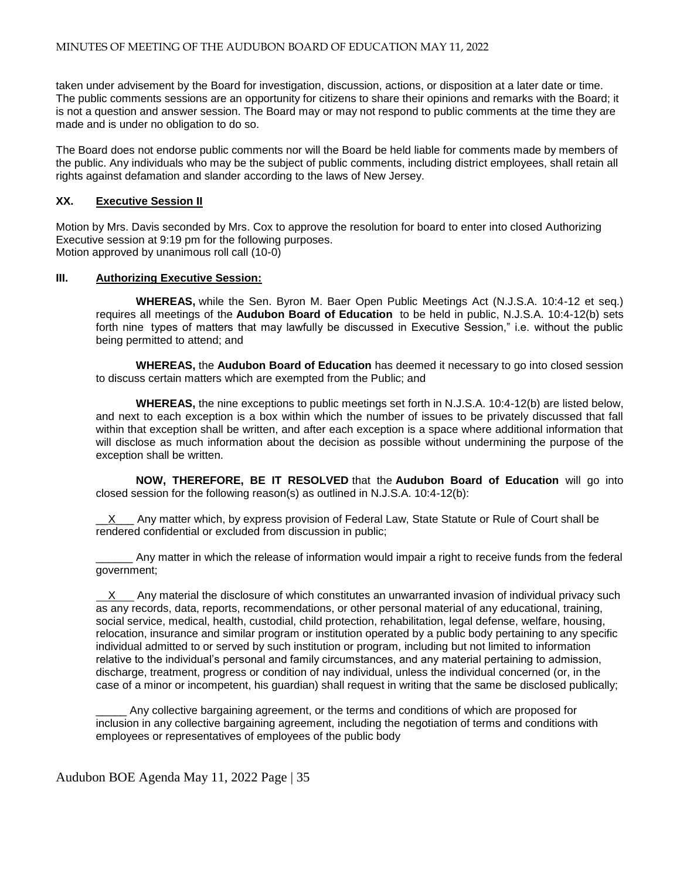taken under advisement by the Board for investigation, discussion, actions, or disposition at a later date or time. The public comments sessions are an opportunity for citizens to share their opinions and remarks with the Board; it is not a question and answer session. The Board may or may not respond to public comments at the time they are made and is under no obligation to do so.

The Board does not endorse public comments nor will the Board be held liable for comments made by members of the public. Any individuals who may be the subject of public comments, including district employees, shall retain all rights against defamation and slander according to the laws of New Jersey.

**XX. Executive Session II**

Motion by Mrs. Davis seconded by Mrs. Cox to approve the resolution for board to enter into closed Authorizing Executive session at 9:19 pm for the following purposes.
Motion approved by unanimous roll call (10-0)

**III. Authorizing Executive Session:**

**WHEREAS,** while the Sen. Byron M. Baer Open Public Meetings Act (N.J.S.A. 10:4-12 et seq.) requires all meetings of the **Audubon Board of Education** to be held in public, N.J.S.A. 10:4-12(b) sets forth nine types of matters that may lawfully be discussed in Executive Session," i.e. without the public being permitted to attend; and

**WHEREAS,** the **Audubon Board of Education** has deemed it necessary to go into closed session to discuss certain matters which are exempted from the Public; and

**WHEREAS,** the nine exceptions to public meetings set forth in N.J.S.A. 10:4-12(b) are listed below, and next to each exception is a box within which the number of issues to be privately discussed that fall within that exception shall be written, and after each exception is a space where additional information that will disclose as much information about the decision as possible without undermining the purpose of the exception shall be written.

**NOW, THEREFORE, BE IT RESOLVED** that the **Audubon Board of Education** will go into closed session for the following reason(s) as outlined in N.J.S.A. 10:4-12(b):

\_\_X\_\_\_ Any matter which, by express provision of Federal Law, State Statute or Rule of Court shall be rendered confidential or excluded from discussion in public;

\_\_\_\_\_\_ Any matter in which the release of information would impair a right to receive funds from the federal government;

\_\_X\_\_\_ Any material the disclosure of which constitutes an unwarranted invasion of individual privacy such as any records, data, reports, recommendations, or other personal material of any educational, training, social service, medical, health, custodial, child protection, rehabilitation, legal defense, welfare, housing, relocation, insurance and similar program or institution operated by a public body pertaining to any specific individual admitted to or served by such institution or program, including but not limited to information relative to the individual's personal and family circumstances, and any material pertaining to admission, discharge, treatment, progress or condition of nay individual, unless the individual concerned (or, in the case of a minor or incompetent, his guardian) shall request in writing that the same be disclosed publically;

\_\_\_\_\_ Any collective bargaining agreement, or the terms and conditions of which are proposed for inclusion in any collective bargaining agreement, including the negotiation of terms and conditions with employees or representatives of employees of the public body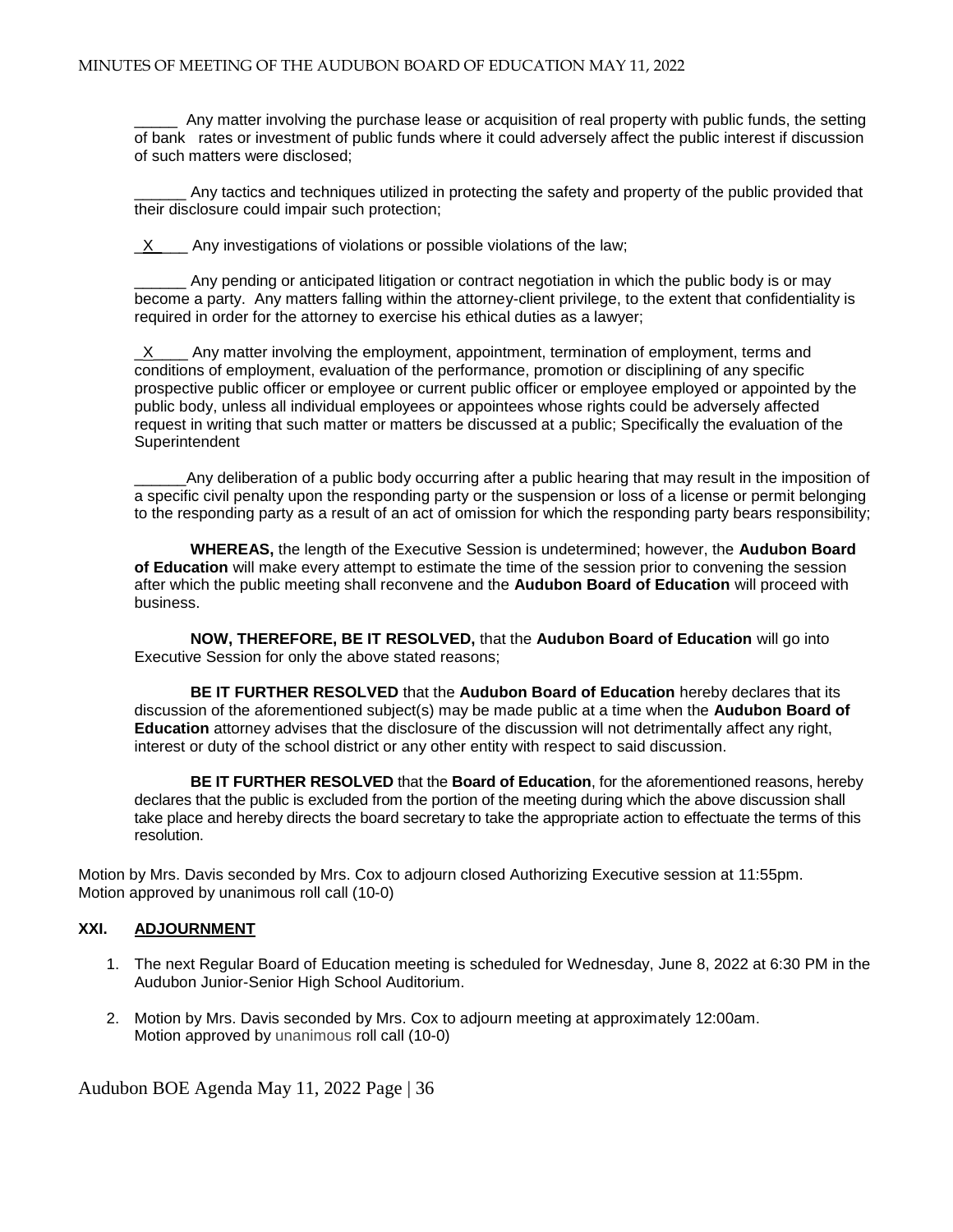_____ Any matter involving the purchase lease or acquisition of real property with public funds, the setting of bank rates or investment of public funds where it could adversely affect the public interest if discussion of such matters were disclosed;

______ Any tactics and techniques utilized in protecting the safety and property of the public provided that their disclosure could impair such protection;

_X____ Any investigations of violations or possible violations of the law;

______ Any pending or anticipated litigation or contract negotiation in which the public body is or may become a party. Any matters falling within the attorney-client privilege, to the extent that confidentiality is required in order for the attorney to exercise his ethical duties as a lawyer;

_X____ Any matter involving the employment, appointment, termination of employment, terms and conditions of employment, evaluation of the performance, promotion or disciplining of any specific prospective public officer or employee or current public officer or employee employed or appointed by the public body, unless all individual employees or appointees whose rights could be adversely affected request in writing that such matter or matters be discussed at a public; Specifically the evaluation of the Superintendent

______Any deliberation of a public body occurring after a public hearing that may result in the imposition of a specific civil penalty upon the responding party or the suspension or loss of a license or permit belonging to the responding party as a result of an act of omission for which the responding party bears responsibility;

**WHEREAS,** the length of the Executive Session is undetermined; however, the **Audubon Board of Education** will make every attempt to estimate the time of the session prior to convening the session after which the public meeting shall reconvene and the **Audubon Board of Education** will proceed with business.

**NOW, THEREFORE, BE IT RESOLVED,** that the **Audubon Board of Education** will go into Executive Session for only the above stated reasons;

**BE IT FURTHER RESOLVED** that the **Audubon Board of Education** hereby declares that its discussion of the aforementioned subject(s) may be made public at a time when the **Audubon Board of Education** attorney advises that the disclosure of the discussion will not detrimentally affect any right, interest or duty of the school district or any other entity with respect to said discussion.

**BE IT FURTHER RESOLVED** that the **Board of Education**, for the aforementioned reasons, hereby declares that the public is excluded from the portion of the meeting during which the above discussion shall take place and hereby directs the board secretary to take the appropriate action to effectuate the terms of this resolution.

Motion by Mrs. Davis seconded by Mrs. Cox to adjourn closed Authorizing Executive session at 11:55pm.
Motion approved by unanimous roll call (10-0)

## XXI. ADJOURNMENT

1. The next Regular Board of Education meeting is scheduled for Wednesday, June 8, 2022 at 6:30 PM in the Audubon Junior-Senior High School Auditorium.
2. Motion by Mrs. Davis seconded by Mrs. Cox to adjourn meeting at approximately 12:00am.
   Motion approved by unanimous roll call (10-0)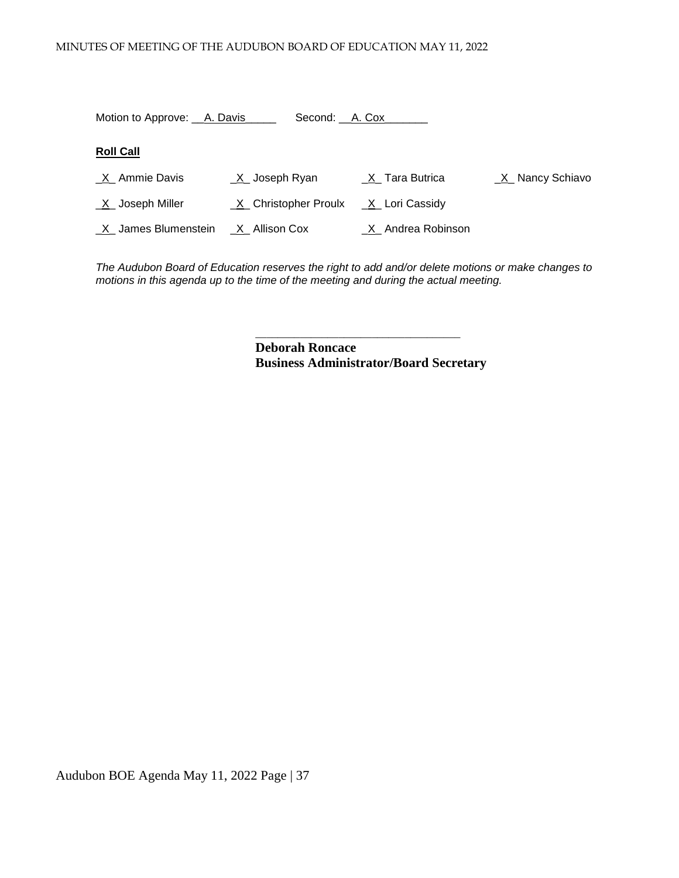Motion to Approve: __A. Davis_____ Second: __A. Cox_______

**Roll Call**

| | | | |
|---|---|---|---|
| _X_ Ammie Davis | _X_ Joseph Ryan | _X_ Tara Butrica | _X_ Nancy Schiavo |
| _X_ Joseph Miller | _X_ Christopher Proulx | _X_ Lori Cassidy | |
| _X_ James Blumenstein | _X_ Allison Cox | _X_ Andrea Robinson | |

*The Audubon Board of Education reserves the right to add and/or delete motions or make changes to motions in this agenda up to the time of the meeting and during the actual meeting.*

_________________________________

**Deborah Roncace**
**Business Administrator/Board Secretary**